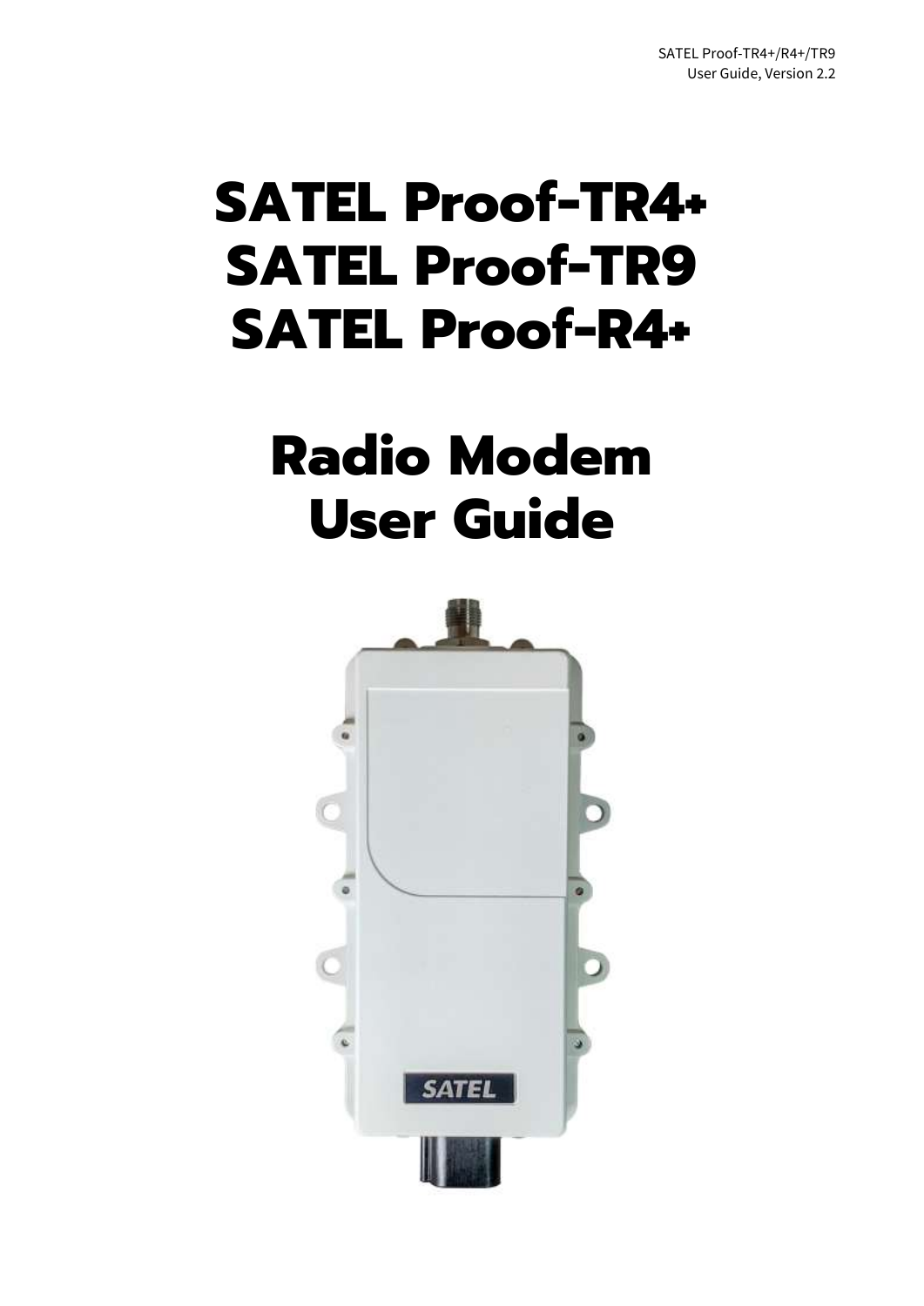# SATEL Proof-TR4+
# SATEL Proof-TR9
# SATEL Proof-R4+

# Radio Modem
# User Guide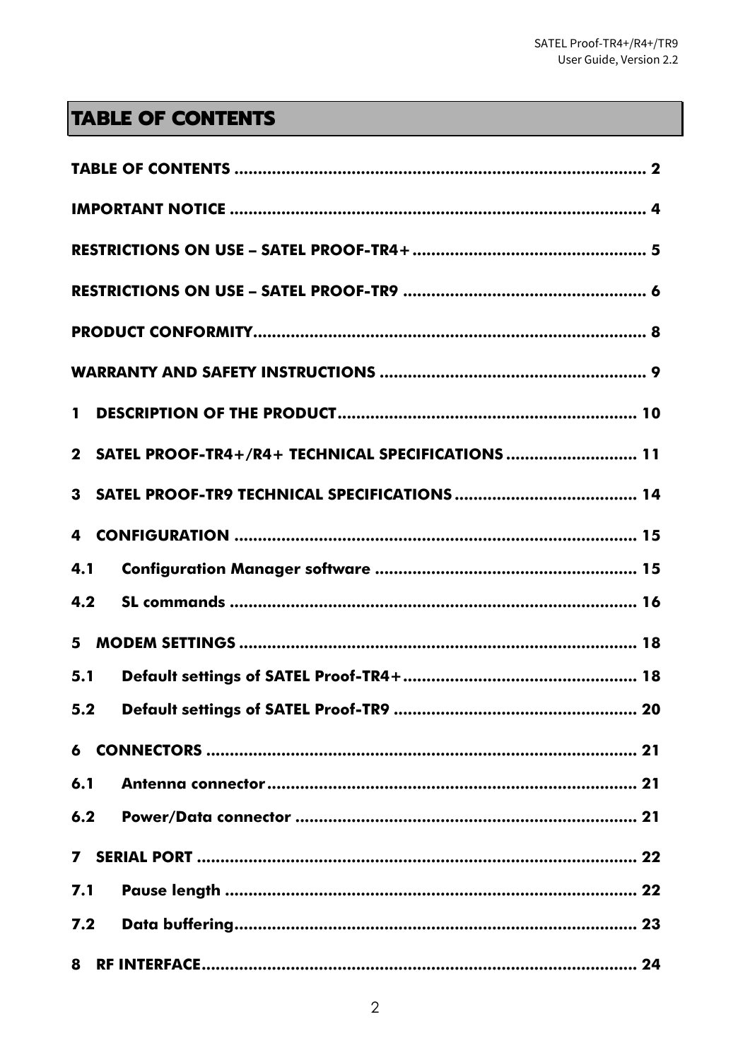# TABLE OF CONTENTS

TABLE OF CONTENTS ........................................................................................ 2

IMPORTANT NOTICE ........................................................................................ 4

RESTRICTIONS ON USE – SATEL PROOF-TR4+ .................................................. 5

RESTRICTIONS ON USE – SATEL PROOF-TR9 .................................................... 6

PRODUCT CONFORMITY.................................................................................... 8

WARRANTY AND SAFETY INSTRUCTIONS ......................................................... 9

1 DESCRIPTION OF THE PRODUCT............................................................... 10

2 SATEL PROOF-TR4+/R4+ TECHNICAL SPECIFICATIONS ........................... 11

3 SATEL PROOF-TR9 TECHNICAL SPECIFICATIONS ...................................... 14

4 CONFIGURATION ..................................................................................... 15

4.1 Configuration Manager software ........................................................ 15

4.2 SL commands ...................................................................................... 16

5 MODEM SETTINGS .................................................................................... 18

5.1 Default settings of SATEL Proof-TR4+.................................................. 18

5.2 Default settings of SATEL Proof-TR9 .................................................... 20

6 CONNECTORS ............................................................................................ 21

6.1 Antenna connector............................................................................... 21

6.2 Power/Data connector ......................................................................... 21

7 SERIAL PORT .............................................................................................. 22

7.1 Pause length ........................................................................................ 22

7.2 Data buffering...................................................................................... 23

8 RF INTERFACE............................................................................................. 24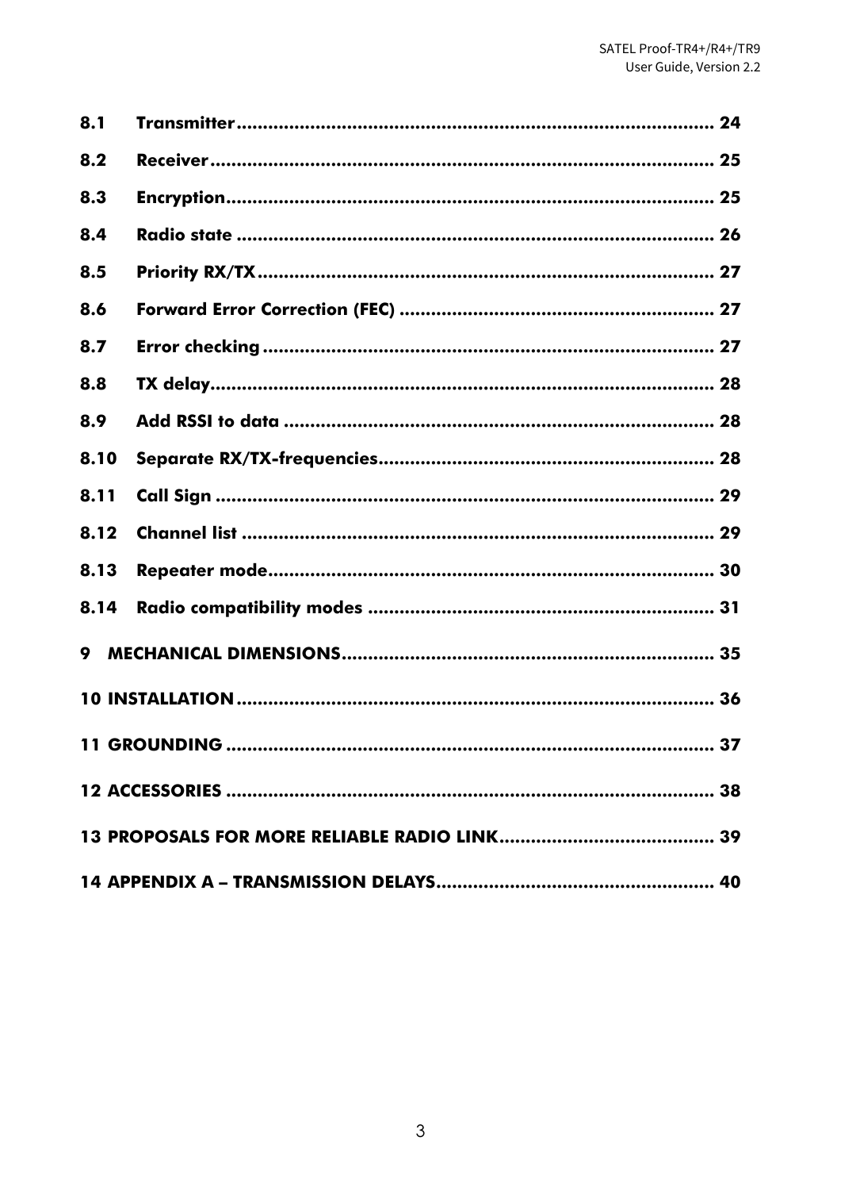8.1 Transmitter ........................................................................................ 24

8.2 Receiver ............................................................................................ 25

8.3 Encryption ......................................................................................... 25

8.4 Radio state ........................................................................................ 26

8.5 Priority RX/TX .................................................................................... 27

8.6 Forward Error Correction (FEC) .......................................................... 27

8.7 Error checking ................................................................................... 27

8.8 TX delay ............................................................................................. 28

8.9 Add RSSI to data ............................................................................... 28

8.10 Separate RX/TX-frequencies ............................................................. 28

8.11 Call Sign ........................................................................................... 29

8.12 Channel list ....................................................................................... 29

8.13 Repeater mode .................................................................................. 30

8.14 Radio compatibility modes ................................................................ 31

9 MECHANICAL DIMENSIONS ..................................................................... 35

10 INSTALLATION ......................................................................................... 36

11 GROUNDING ............................................................................................ 37

12 ACCESSORIES .......................................................................................... 38

13 PROPOSALS FOR MORE RELIABLE RADIO LINK ........................................ 39

14 APPENDIX A – TRANSMISSION DELAYS .................................................... 40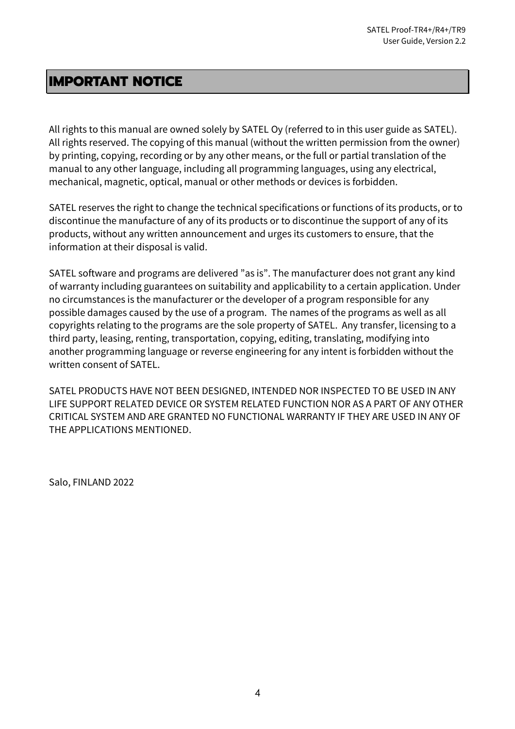# IMPORTANT NOTICE

All rights to this manual are owned solely by SATEL Oy (referred to in this user guide as SATEL). All rights reserved. The copying of this manual (without the written permission from the owner) by printing, copying, recording or by any other means, or the full or partial translation of the manual to any other language, including all programming languages, using any electrical, mechanical, magnetic, optical, manual or other methods or devices is forbidden.

SATEL reserves the right to change the technical specifications or functions of its products, or to discontinue the manufacture of any of its products or to discontinue the support of any of its products, without any written announcement and urges its customers to ensure, that the information at their disposal is valid.

SATEL software and programs are delivered ”as is”. The manufacturer does not grant any kind of warranty including guarantees on suitability and applicability to a certain application. Under no circumstances is the manufacturer or the developer of a program responsible for any possible damages caused by the use of a program. The names of the programs as well as all copyrights relating to the programs are the sole property of SATEL. Any transfer, licensing to a third party, leasing, renting, transportation, copying, editing, translating, modifying into another programming language or reverse engineering for any intent is forbidden without the written consent of SATEL.

SATEL PRODUCTS HAVE NOT BEEN DESIGNED, INTENDED NOR INSPECTED TO BE USED IN ANY LIFE SUPPORT RELATED DEVICE OR SYSTEM RELATED FUNCTION NOR AS A PART OF ANY OTHER CRITICAL SYSTEM AND ARE GRANTED NO FUNCTIONAL WARRANTY IF THEY ARE USED IN ANY OF THE APPLICATIONS MENTIONED.

Salo, FINLAND 2022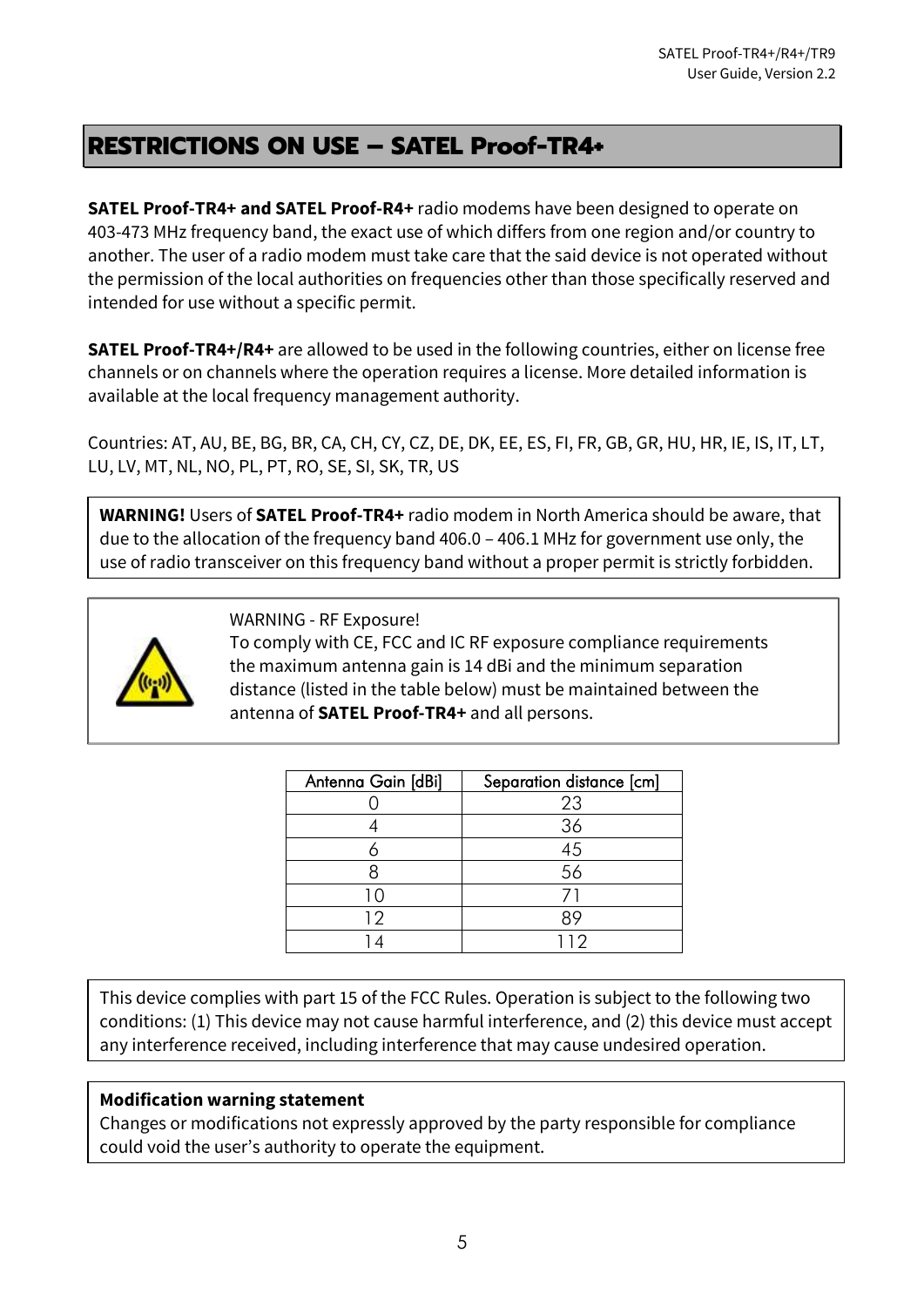## RESTRICTIONS ON USE – SATEL Proof-TR4+

**SATEL Proof-TR4+ and SATEL Proof-R4+** radio modems have been designed to operate on 403-473 MHz frequency band, the exact use of which differs from one region and/or country to another. The user of a radio modem must take care that the said device is not operated without the permission of the local authorities on frequencies other than those specifically reserved and intended for use without a specific permit.

**SATEL Proof-TR4+/R4+** are allowed to be used in the following countries, either on license free channels or on channels where the operation requires a license. More detailed information is available at the local frequency management authority.

Countries: AT, AU, BE, BG, BR, CA, CH, CY, CZ, DE, DK, EE, ES, FI, FR, GB, GR, HU, HR, IE, IS, IT, LT, LU, LV, MT, NL, NO, PL, PT, RO, SE, SI, SK, TR, US

**WARNING!** Users of **SATEL Proof-TR4+** radio modem in North America should be aware, that due to the allocation of the frequency band 406.0 – 406.1 MHz for government use only, the use of radio transceiver on this frequency band without a proper permit is strictly forbidden.

WARNING - RF Exposure!
To comply with CE, FCC and IC RF exposure compliance requirements the maximum antenna gain is 14 dBi and the minimum separation distance (listed in the table below) must be maintained between the antenna of **SATEL Proof-TR4+** and all persons.

| Antenna Gain [dBi] | Separation distance [cm] |
|---|---|
| 0 | 23 |
| 4 | 36 |
| 6 | 45 |
| 8 | 56 |
| 10 | 71 |
| 12 | 89 |
| 14 | 112 |

This device complies with part 15 of the FCC Rules. Operation is subject to the following two conditions: (1) This device may not cause harmful interference, and (2) this device must accept any interference received, including interference that may cause undesired operation.

**Modification warning statement**
Changes or modifications not expressly approved by the party responsible for compliance could void the user's authority to operate the equipment.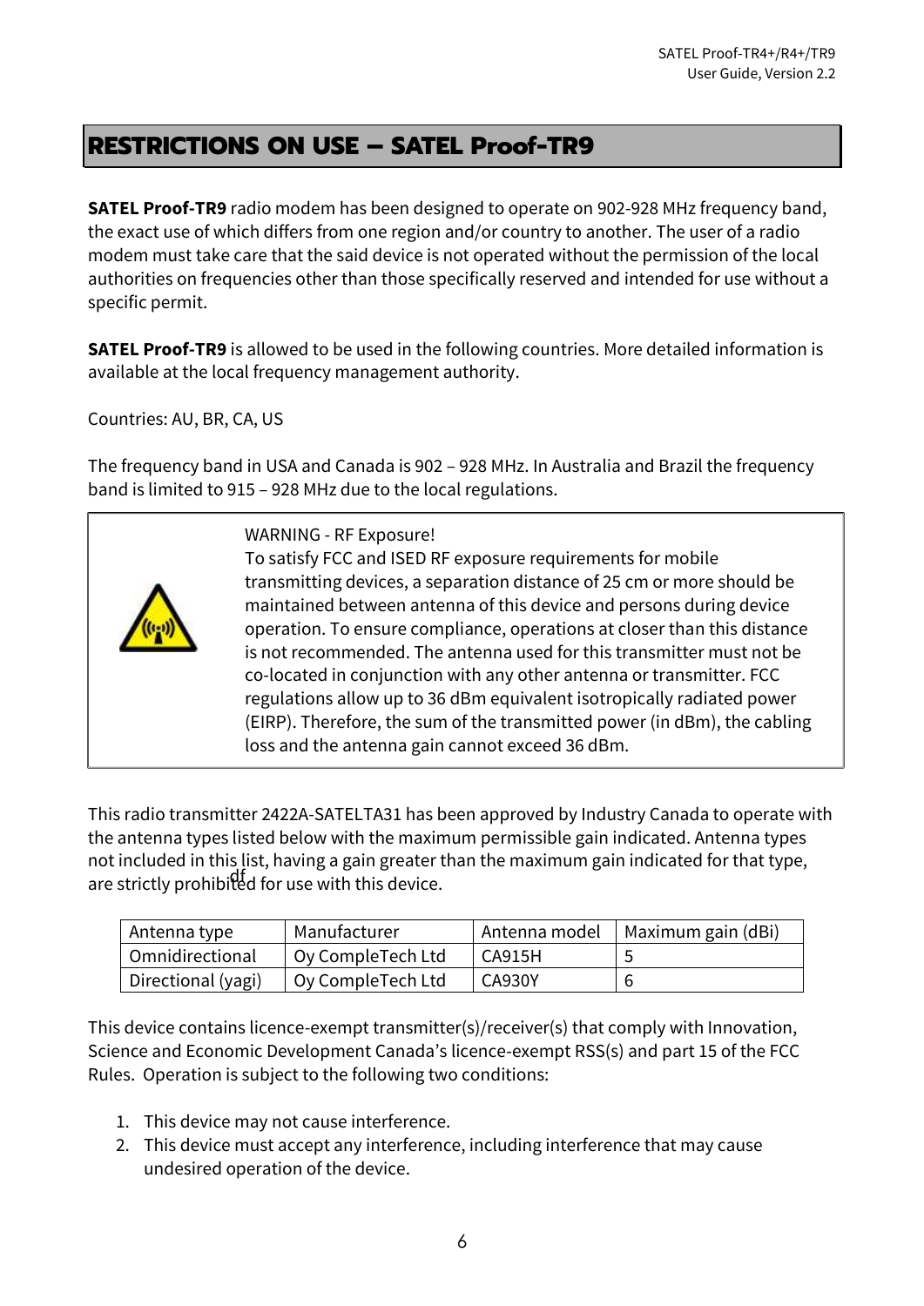# RESTRICTIONS ON USE – SATEL Proof-TR9

**SATEL Proof-TR9** radio modem has been designed to operate on 902-928 MHz frequency band, the exact use of which differs from one region and/or country to another. The user of a radio modem must take care that the said device is not operated without the permission of the local authorities on frequencies other than those specifically reserved and intended for use without a specific permit.

**SATEL Proof-TR9** is allowed to be used in the following countries. More detailed information is available at the local frequency management authority.

Countries: AU, BR, CA, US

The frequency band in USA and Canada is 902 – 928 MHz. In Australia and Brazil the frequency band is limited to 915 – 928 MHz due to the local regulations.

WARNING - RF Exposure!
To satisfy FCC and ISED RF exposure requirements for mobile transmitting devices, a separation distance of 25 cm or more should be maintained between antenna of this device and persons during device operation. To ensure compliance, operations at closer than this distance is not recommended. The antenna used for this transmitter must not be co-located in conjunction with any other antenna or transmitter. FCC regulations allow up to 36 dBm equivalent isotropically radiated power (EIRP). Therefore, the sum of the transmitted power (in dBm), the cabling loss and the antenna gain cannot exceed 36 dBm.

This radio transmitter 2422A-SATELTA31 has been approved by Industry Canada to operate with the antenna types listed below with the maximum permissible gain indicated. Antenna types not included in this list, having a gain greater than the maximum gain indicated for that type, are strictly prohibited for use with this device.

| Antenna type | Manufacturer | Antenna model | Maximum gain (dBi) |
|---|---|---|---|
| Omnidirectional | Oy CompleTech Ltd | CA915H | 5 |
| Directional (yagi) | Oy CompleTech Ltd | CA930Y | 6 |

This device contains licence-exempt transmitter(s)/receiver(s) that comply with Innovation, Science and Economic Development Canada's licence-exempt RSS(s) and part 15 of the FCC Rules. Operation is subject to the following two conditions:

1. This device may not cause interference.
2. This device must accept any interference, including interference that may cause undesired operation of the device.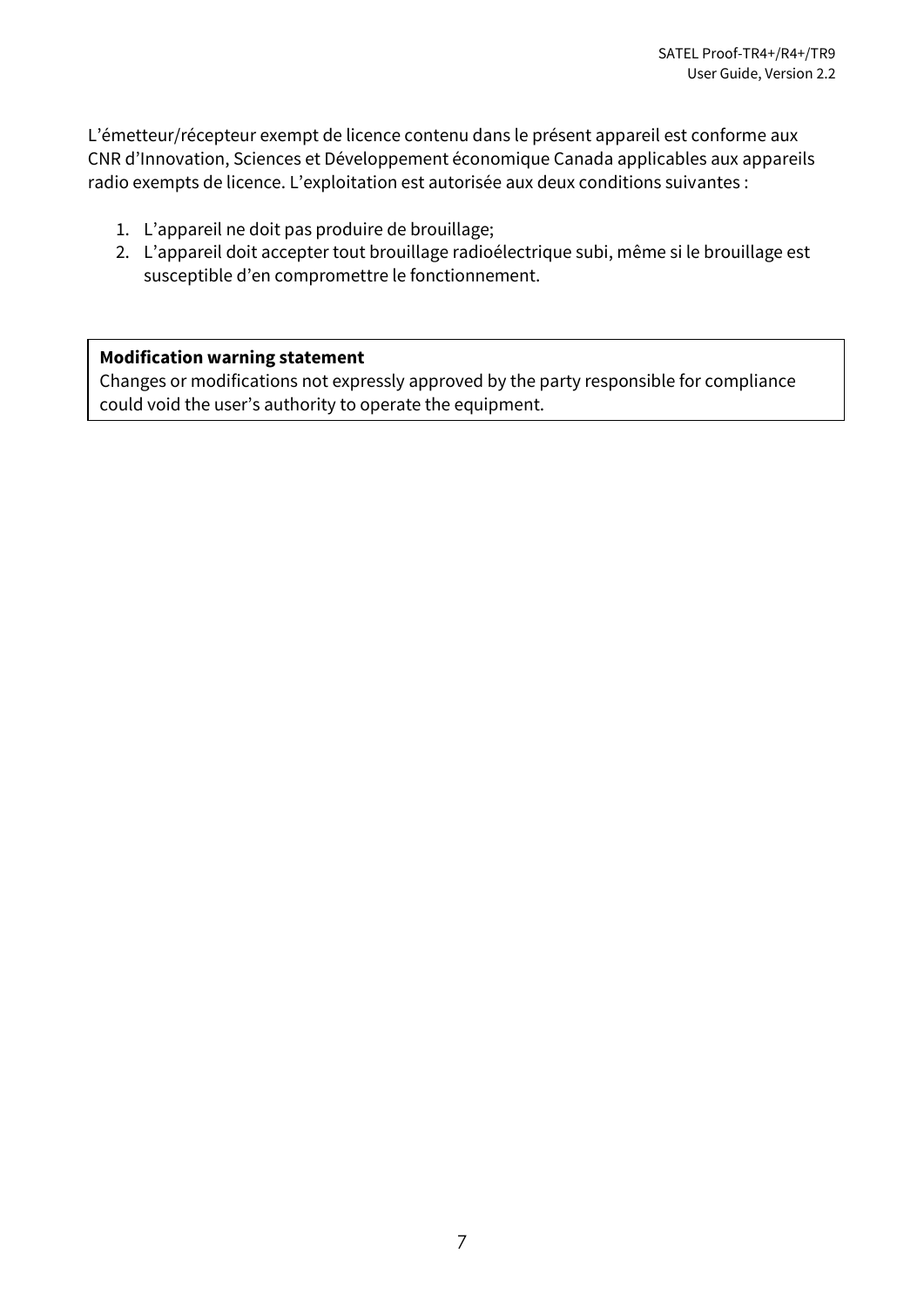L’émetteur/récepteur exempt de licence contenu dans le présent appareil est conforme aux CNR d’Innovation, Sciences et Développement économique Canada applicables aux appareils radio exempts de licence. L’exploitation est autorisée aux deux conditions suivantes :

1. L’appareil ne doit pas produire de brouillage;
2. L’appareil doit accepter tout brouillage radioélectrique subi, même si le brouillage est susceptible d’en compromettre le fonctionnement.

**Modification warning statement**
Changes or modifications not expressly approved by the party responsible for compliance could void the user’s authority to operate the equipment.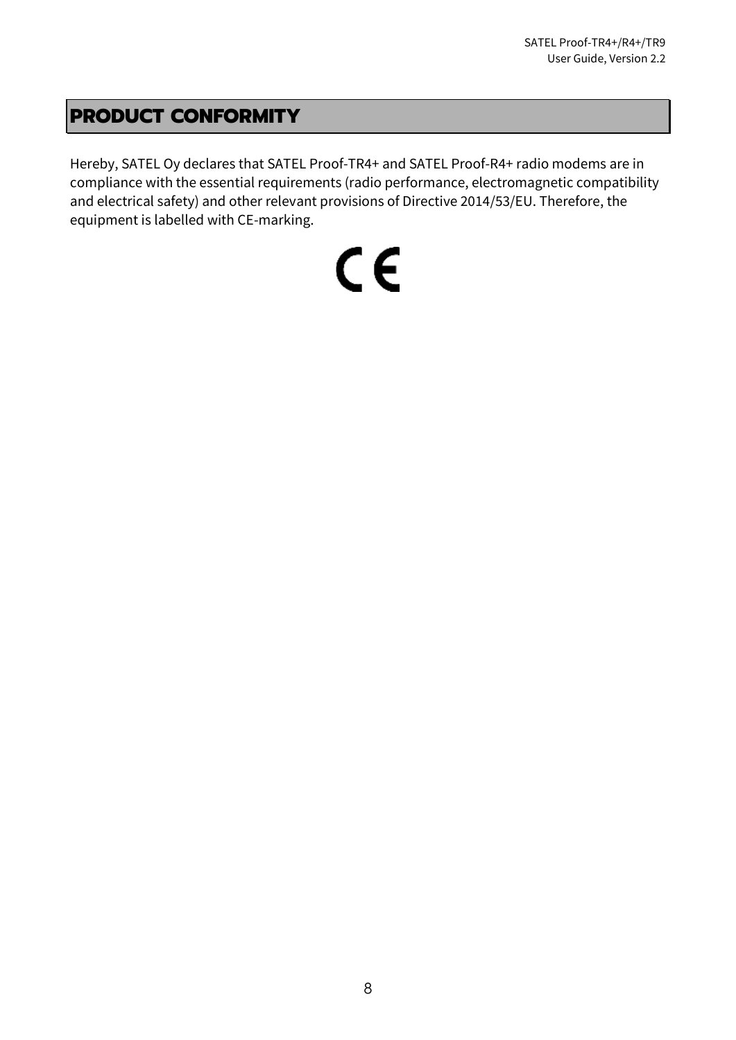# PRODUCT CONFORMITY

Hereby, SATEL Oy declares that SATEL Proof-TR4+ and SATEL Proof-R4+ radio modems are in compliance with the essential requirements (radio performance, electromagnetic compatibility and electrical safety) and other relevant provisions of Directive 2014/53/EU. Therefore, the equipment is labelled with CE-marking.

CE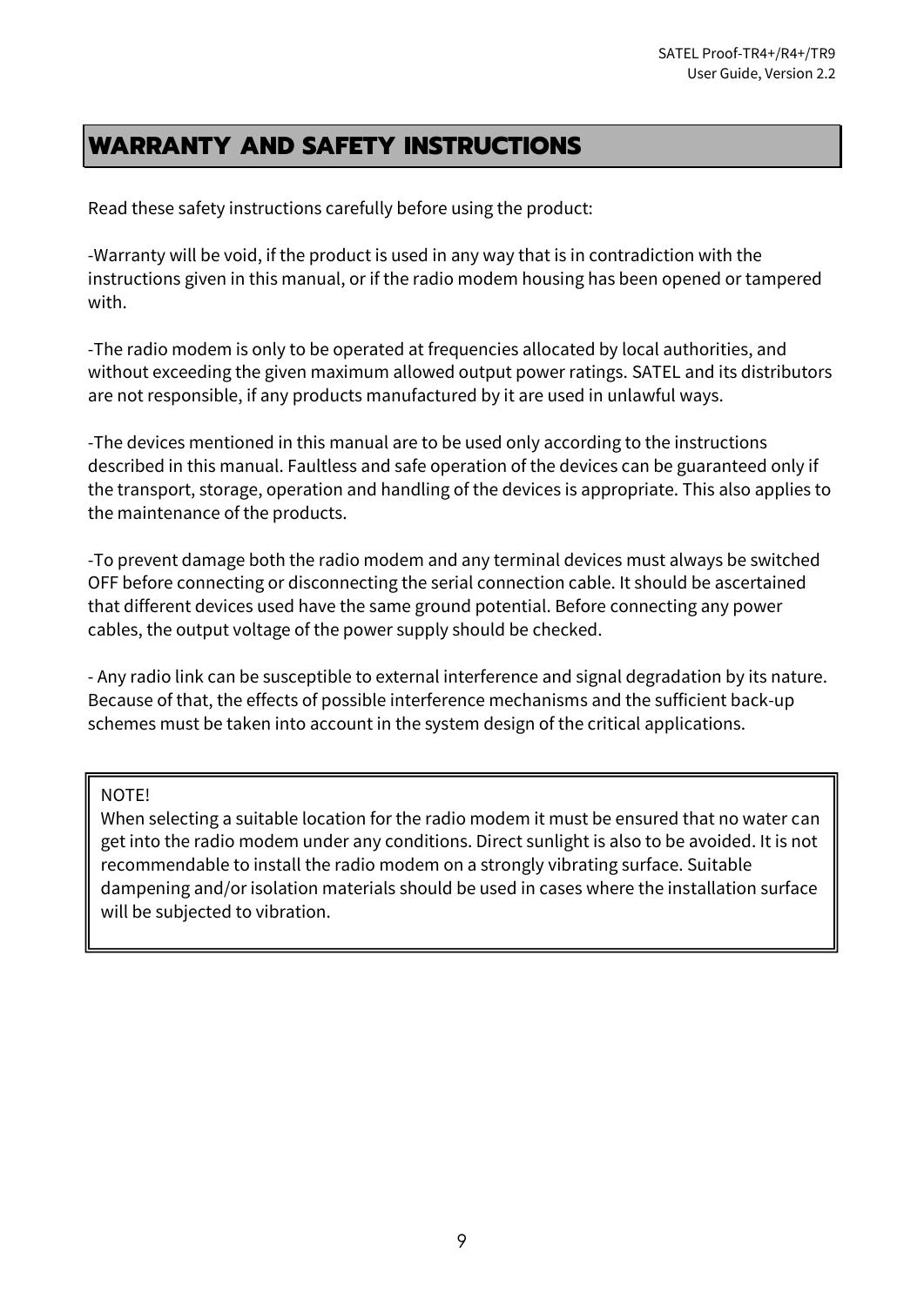# WARRANTY AND SAFETY INSTRUCTIONS

Read these safety instructions carefully before using the product:

-Warranty will be void, if the product is used in any way that is in contradiction with the instructions given in this manual, or if the radio modem housing has been opened or tampered with.

-The radio modem is only to be operated at frequencies allocated by local authorities, and without exceeding the given maximum allowed output power ratings. SATEL and its distributors are not responsible, if any products manufactured by it are used in unlawful ways.

-The devices mentioned in this manual are to be used only according to the instructions described in this manual. Faultless and safe operation of the devices can be guaranteed only if the transport, storage, operation and handling of the devices is appropriate. This also applies to the maintenance of the products.

-To prevent damage both the radio modem and any terminal devices must always be switched OFF before connecting or disconnecting the serial connection cable. It should be ascertained that different devices used have the same ground potential. Before connecting any power cables, the output voltage of the power supply should be checked.

- Any radio link can be susceptible to external interference and signal degradation by its nature. Because of that, the effects of possible interference mechanisms and the sufficient back-up schemes must be taken into account in the system design of the critical applications.

> NOTE!
> When selecting a suitable location for the radio modem it must be ensured that no water can get into the radio modem under any conditions. Direct sunlight is also to be avoided. It is not recommendable to install the radio modem on a strongly vibrating surface. Suitable dampening and/or isolation materials should be used in cases where the installation surface will be subjected to vibration.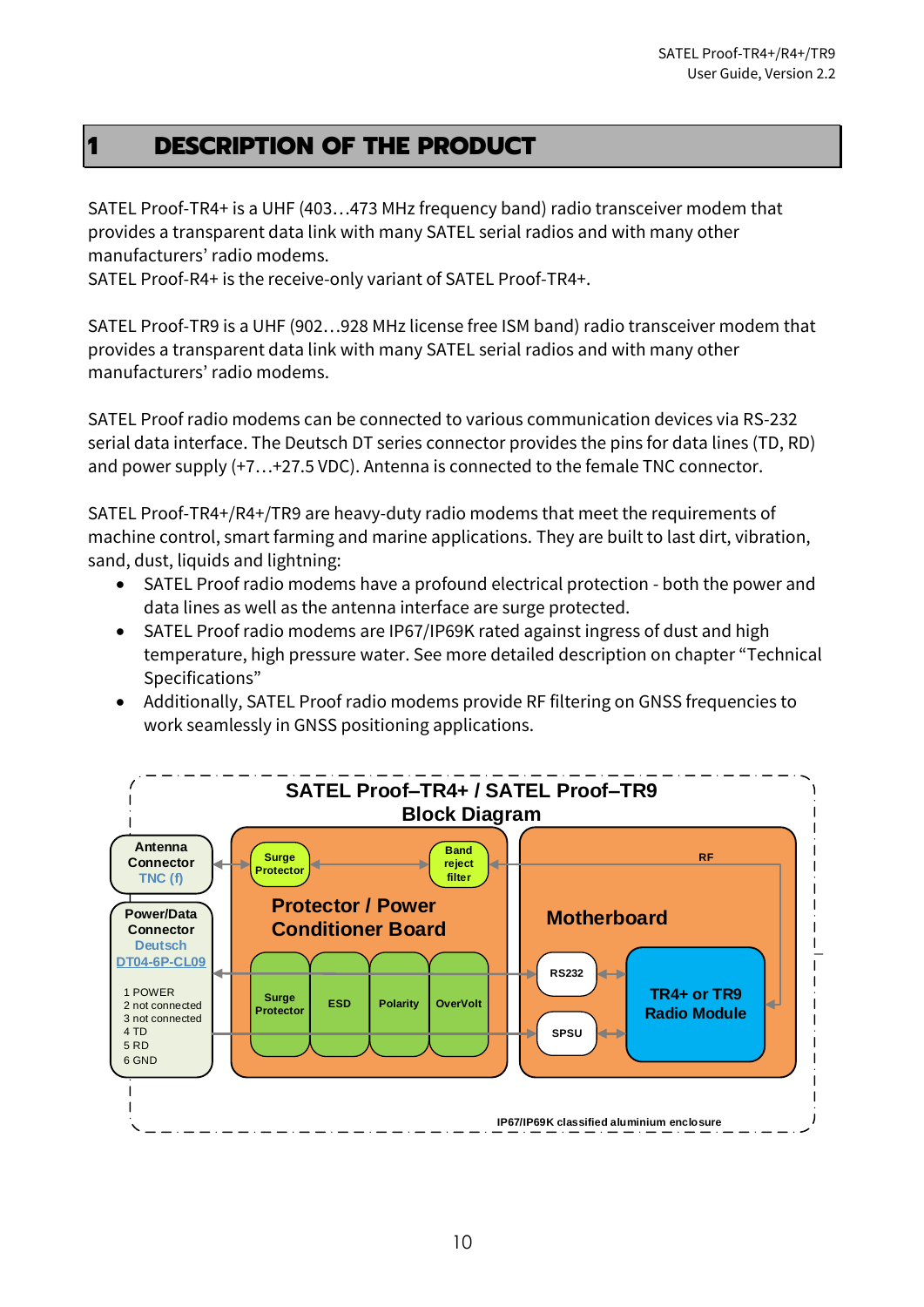# 1 DESCRIPTION OF THE PRODUCT

SATEL Proof-TR4+ is a UHF (403…473 MHz frequency band) radio transceiver modem that provides a transparent data link with many SATEL serial radios and with many other manufacturers' radio modems.
SATEL Proof-R4+ is the receive-only variant of SATEL Proof-TR4+.

SATEL Proof-TR9 is a UHF (902…928 MHz license free ISM band) radio transceiver modem that provides a transparent data link with many SATEL serial radios and with many other manufacturers' radio modems.

SATEL Proof radio modems can be connected to various communication devices via RS-232 serial data interface. The Deutsch DT series connector provides the pins for data lines (TD, RD) and power supply (+7…+27.5 VDC). Antenna is connected to the female TNC connector.

SATEL Proof-TR4+/R4+/TR9 are heavy-duty radio modems that meet the requirements of machine control, smart farming and marine applications. They are built to last dirt, vibration, sand, dust, liquids and lightning:

- SATEL Proof radio modems have a profound electrical protection - both the power and data lines as well as the antenna interface are surge protected.
- SATEL Proof radio modems are IP67/IP69K rated against ingress of dust and high temperature, high pressure water. See more detailed description on chapter "Technical Specifications"
- Additionally, SATEL Proof radio modems provide RF filtering on GNSS frequencies to work seamlessly in GNSS positioning applications.

SATEL Proof–TR4+ / SATEL Proof–TR9
Block Diagram

Antenna Connector TNC (f) — Surge Protector — Band reject filter — RF — TR4+ or TR9 Radio Module

Power/Data Connector Deutsch DT04-6P-CL09:
1 POWER
2 not connected
3 not connected
4 TD
5 RD
6 GND

Protector / Power Conditioner Board: Surge Protector, ESD, Polarity, OverVolt

Motherboard: RS232, SPSU, TR4+ or TR9 Radio Module

IP67/IP69K classified aluminium enclosure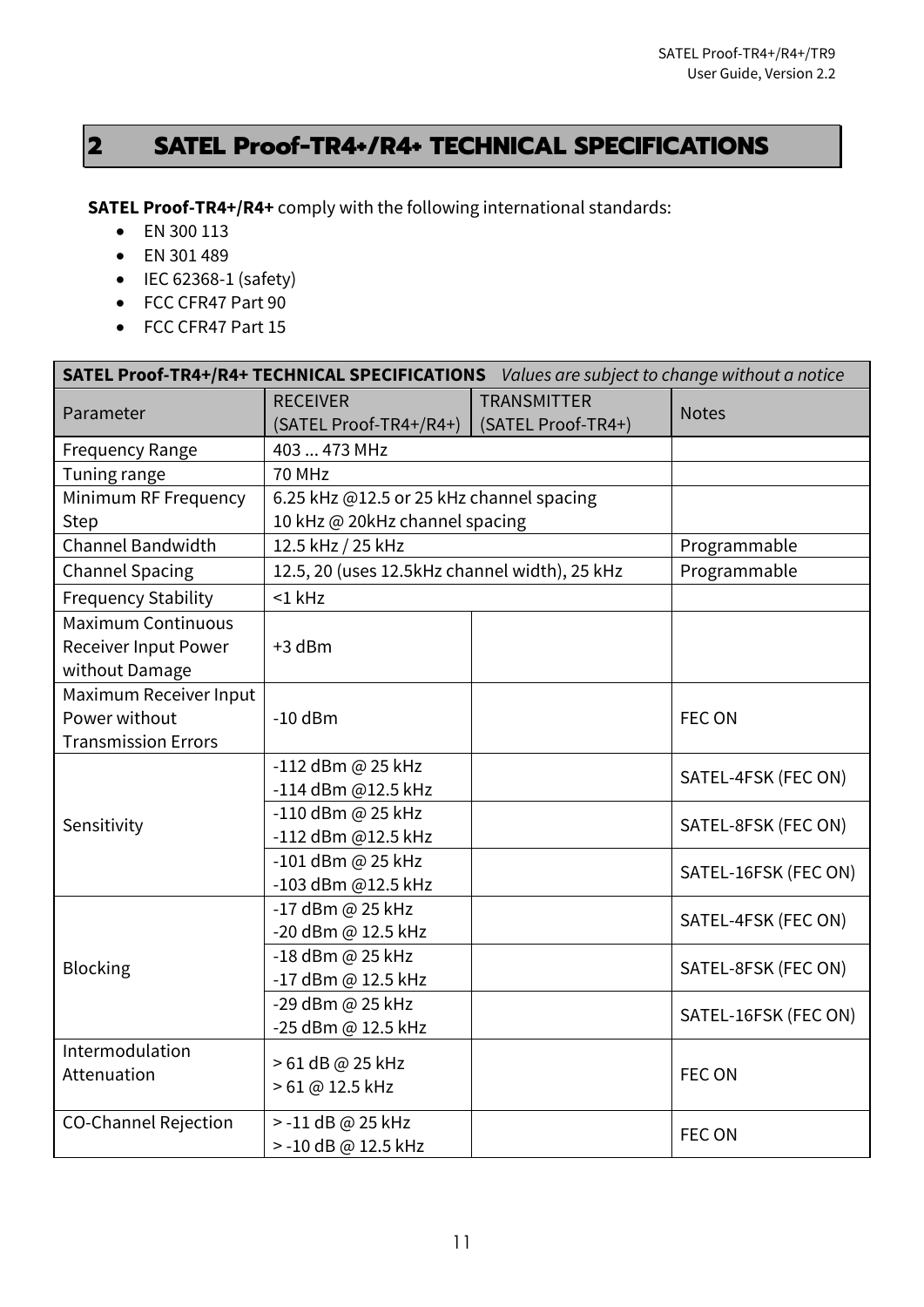# 2 SATEL Proof-TR4+/R4+ TECHNICAL SPECIFICATIONS

**SATEL Proof-TR4+/R4+** comply with the following international standards:

- EN 300 113
- EN 301 489
- IEC 62368-1 (safety)
- FCC CFR47 Part 90
- FCC CFR47 Part 15

| **SATEL Proof-TR4+/R4+ TECHNICAL SPECIFICATIONS** *Values are subject to change without a notice* | | | |
|---|---|---|---|
| Parameter | RECEIVER (SATEL Proof-TR4+/R4+) | TRANSMITTER (SATEL Proof-TR4+) | Notes |
| Frequency Range | 403 ... 473 MHz | | |
| Tuning range | 70 MHz | | |
| Minimum RF Frequency Step | 6.25 kHz @12.5 or 25 kHz channel spacing<br>10 kHz @ 20kHz channel spacing | | |
| Channel Bandwidth | 12.5 kHz / 25 kHz | | Programmable |
| Channel Spacing | 12.5, 20 (uses 12.5kHz channel width), 25 kHz | | Programmable |
| Frequency Stability | <1 kHz | | |
| Maximum Continuous Receiver Input Power without Damage | +3 dBm | | |
| Maximum Receiver Input Power without Transmission Errors | -10 dBm | | FEC ON |
| Sensitivity | -112 dBm @ 25 kHz<br>-114 dBm @12.5 kHz | | SATEL-4FSK (FEC ON) |
| | -110 dBm @ 25 kHz<br>-112 dBm @12.5 kHz | | SATEL-8FSK (FEC ON) |
| | -101 dBm @ 25 kHz<br>-103 dBm @12.5 kHz | | SATEL-16FSK (FEC ON) |
| Blocking | -17 dBm @ 25 kHz<br>-20 dBm @ 12.5 kHz | | SATEL-4FSK (FEC ON) |
| | -18 dBm @ 25 kHz<br>-17 dBm @ 12.5 kHz | | SATEL-8FSK (FEC ON) |
| | -29 dBm @ 25 kHz<br>-25 dBm @ 12.5 kHz | | SATEL-16FSK (FEC ON) |
| Intermodulation Attenuation | > 61 dB @ 25 kHz<br>> 61 @ 12.5 kHz | | FEC ON |
| CO-Channel Rejection | > -11 dB @ 25 kHz<br>> -10 dB @ 12.5 kHz | | FEC ON |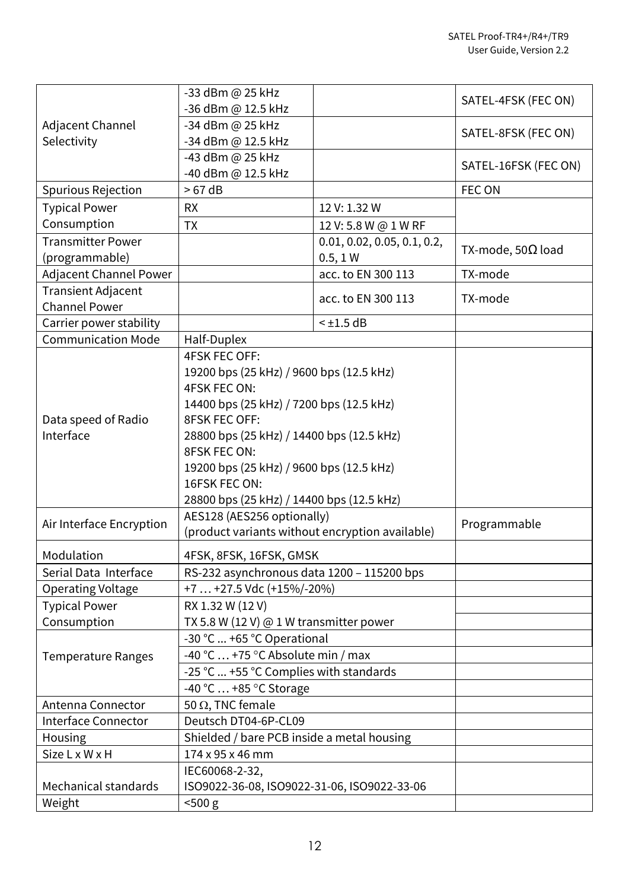| | | | |
|---|---|---|---|
| Adjacent Channel Selectivity | -33 dBm @ 25 kHz<br>-36 dBm @ 12.5 kHz | | SATEL-4FSK (FEC ON) |
| | -34 dBm @ 25 kHz<br>-34 dBm @ 12.5 kHz | | SATEL-8FSK (FEC ON) |
| | -43 dBm @ 25 kHz<br>-40 dBm @ 12.5 kHz | | SATEL-16FSK (FEC ON) |
| Spurious Rejection | > 67 dB | | FEC ON |
| Typical Power Consumption | RX | 12 V: 1.32 W | |
| | TX | 12 V: 5.8 W @ 1 W RF | |
| Transmitter Power (programmable) | | 0.01, 0.02, 0.05, 0.1, 0.2, 0.5, 1 W | TX-mode, 50Ω load |
| Adjacent Channel Power | | acc. to EN 300 113 | TX-mode |
| Transient Adjacent Channel Power | | acc. to EN 300 113 | TX-mode |
| Carrier power stability | | < ±1.5 dB | |
| Communication Mode | Half-Duplex | | |
| Data speed of Radio Interface | 4FSK FEC OFF:<br>19200 bps (25 kHz) / 9600 bps (12.5 kHz)<br>4FSK FEC ON:<br>14400 bps (25 kHz) / 7200 bps (12.5 kHz)<br>8FSK FEC OFF:<br>28800 bps (25 kHz) / 14400 bps (12.5 kHz)<br>8FSK FEC ON:<br>19200 bps (25 kHz) / 9600 bps (12.5 kHz)<br>16FSK FEC ON:<br>28800 bps (25 kHz) / 14400 bps (12.5 kHz) | | |
| Air Interface Encryption | AES128 (AES256 optionally)<br>(product variants without encryption available) | | Programmable |
| Modulation | 4FSK, 8FSK, 16FSK, GMSK | | |
| Serial Data Interface | RS-232 asynchronous data 1200 – 115200 bps | | |
| Operating Voltage | +7 … +27.5 Vdc (+15%/-20%) | | |
| Typical Power Consumption | RX 1.32 W (12 V)<br>TX 5.8 W (12 V) @ 1 W transmitter power | | |
| Temperature Ranges | -30 °C ... +65 °C Operational | | |
| | -40 °C … +75 °C Absolute min / max | | |
| | -25 °C ... +55 °C Complies with standards | | |
| | -40 °C … +85 °C Storage | | |
| Antenna Connector | 50 Ω, TNC female | | |
| Interface Connector | Deutsch DT04-6P-CL09 | | |
| Housing | Shielded / bare PCB inside a metal housing | | |
| Size L x W x H | 174 x 95 x 46 mm | | |
| Mechanical standards | IEC60068-2-32,<br>ISO9022-36-08, ISO9022-31-06, ISO9022-33-06 | | |
| Weight | <500 g | | |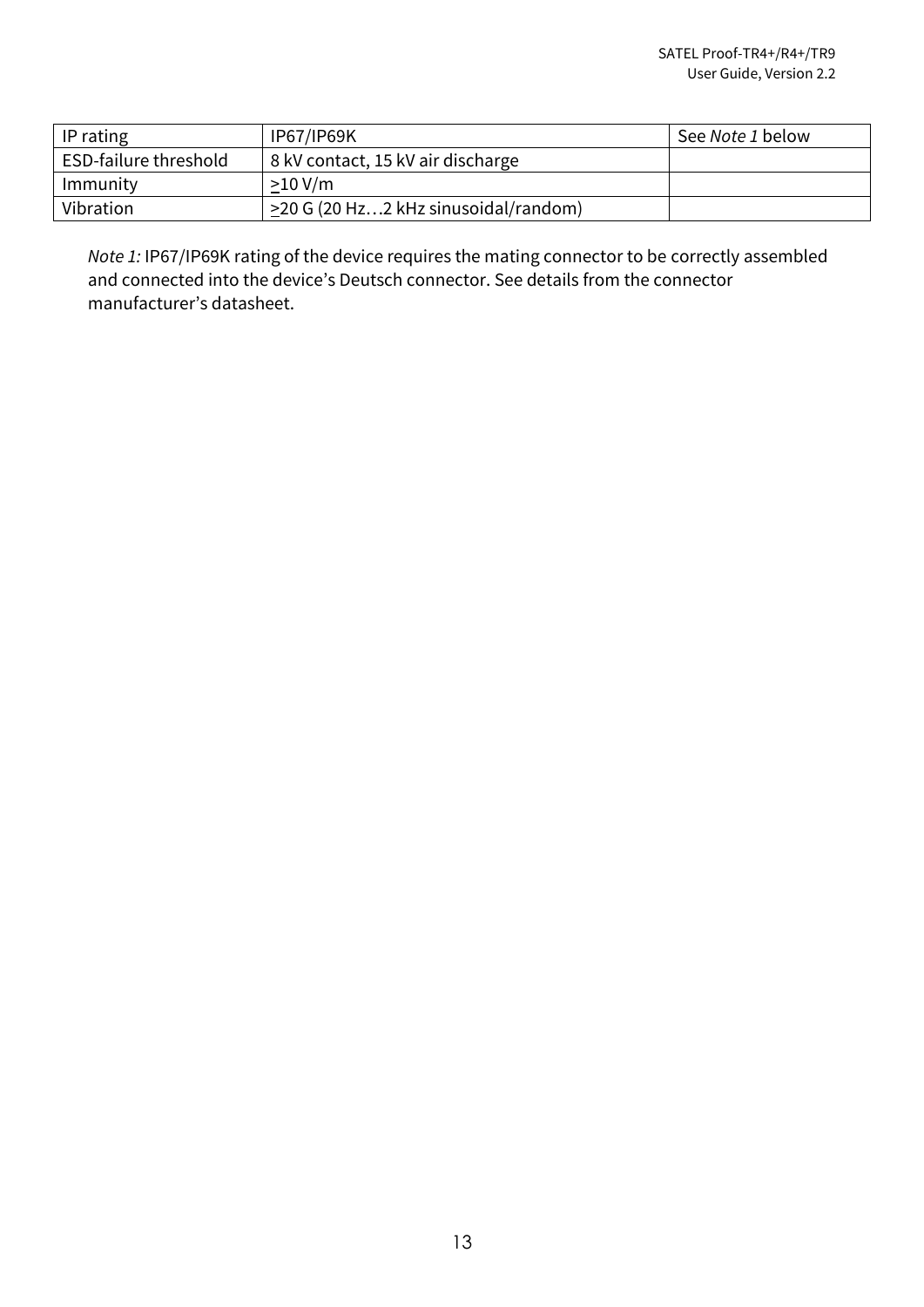| IP rating | IP67/IP69K | See *Note 1* below |
| --- | --- | --- |
| ESD-failure threshold | 8 kV contact, 15 kV air discharge | |
| Immunity | $\geq$10 V/m | |
| Vibration | $\geq$20 G (20 Hz…2 kHz sinusoidal/random) | |

*Note 1:* IP67/IP69K rating of the device requires the mating connector to be correctly assembled and connected into the device's Deutsch connector. See details from the connector manufacturer's datasheet.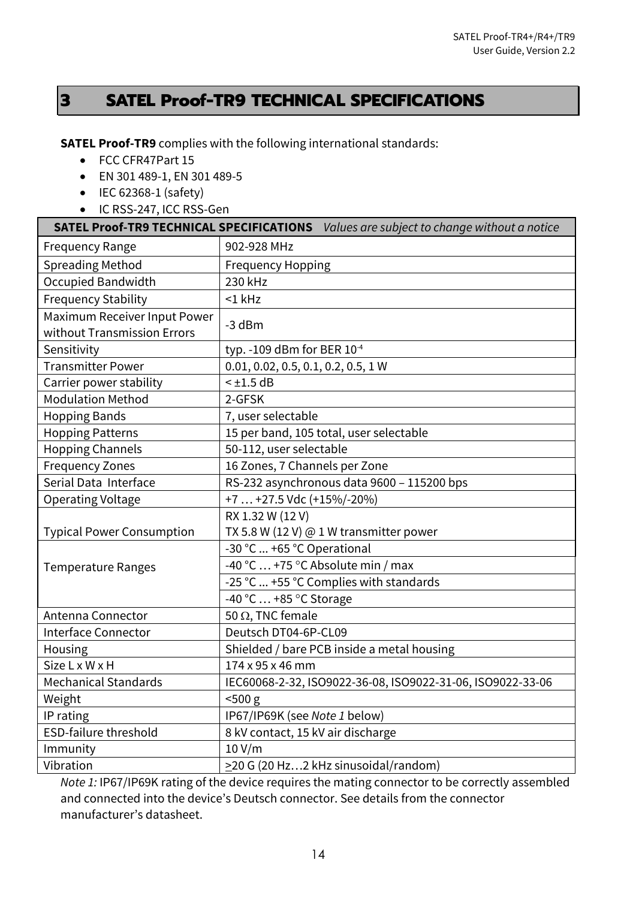# 3 SATEL Proof-TR9 TECHNICAL SPECIFICATIONS

**SATEL Proof-TR9** complies with the following international standards:

- FCC CFR47Part 15
- EN 301 489-1, EN 301 489-5
- IEC 62368-1 (safety)
- IC RSS-247, ICC RSS-Gen

| **SATEL Proof-TR9 TECHNICAL SPECIFICATIONS** | *Values are subject to change without a notice* |
|---|---|
| Frequency Range | 902-928 MHz |
| Spreading Method | Frequency Hopping |
| Occupied Bandwidth | 230 kHz |
| Frequency Stability | <1 kHz |
| Maximum Receiver Input Power without Transmission Errors | -3 dBm |
| Sensitivity | typ. -109 dBm for BER $10^{-4}$ |
| Transmitter Power | 0.01, 0.02, 0.5, 0.1, 0.2, 0.5, 1 W |
| Carrier power stability | < ±1.5 dB |
| Modulation Method | 2-GFSK |
| Hopping Bands | 7, user selectable |
| Hopping Patterns | 15 per band, 105 total, user selectable |
| Hopping Channels | 50-112, user selectable |
| Frequency Zones | 16 Zones, 7 Channels per Zone |
| Serial Data Interface | RS-232 asynchronous data 9600 – 115200 bps |
| Operating Voltage | +7 … +27.5 Vdc (+15%/-20%) |
| Typical Power Consumption | RX 1.32 W (12 V)<br>TX 5.8 W (12 V) @ 1 W transmitter power |
| Temperature Ranges | -30 °C ... +65 °C Operational |
| | -40 °C … +75 °C Absolute min / max |
| | -25 °C ... +55 °C Complies with standards |
| | -40 °C … +85 °C Storage |
| Antenna Connector | 50 Ω, TNC female |
| Interface Connector | Deutsch DT04-6P-CL09 |
| Housing | Shielded / bare PCB inside a metal housing |
| Size L x W x H | 174 x 95 x 46 mm |
| Mechanical Standards | IEC60068-2-32, ISO9022-36-08, ISO9022-31-06, ISO9022-33-06 |
| Weight | <500 g |
| IP rating | IP67/IP69K (see *Note 1* below) |
| ESD-failure threshold | 8 kV contact, 15 kV air discharge |
| Immunity | 10 V/m |
| Vibration | ≥20 G (20 Hz…2 kHz sinusoidal/random) |

*Note 1:* IP67/IP69K rating of the device requires the mating connector to be correctly assembled and connected into the device's Deutsch connector. See details from the connector manufacturer's datasheet.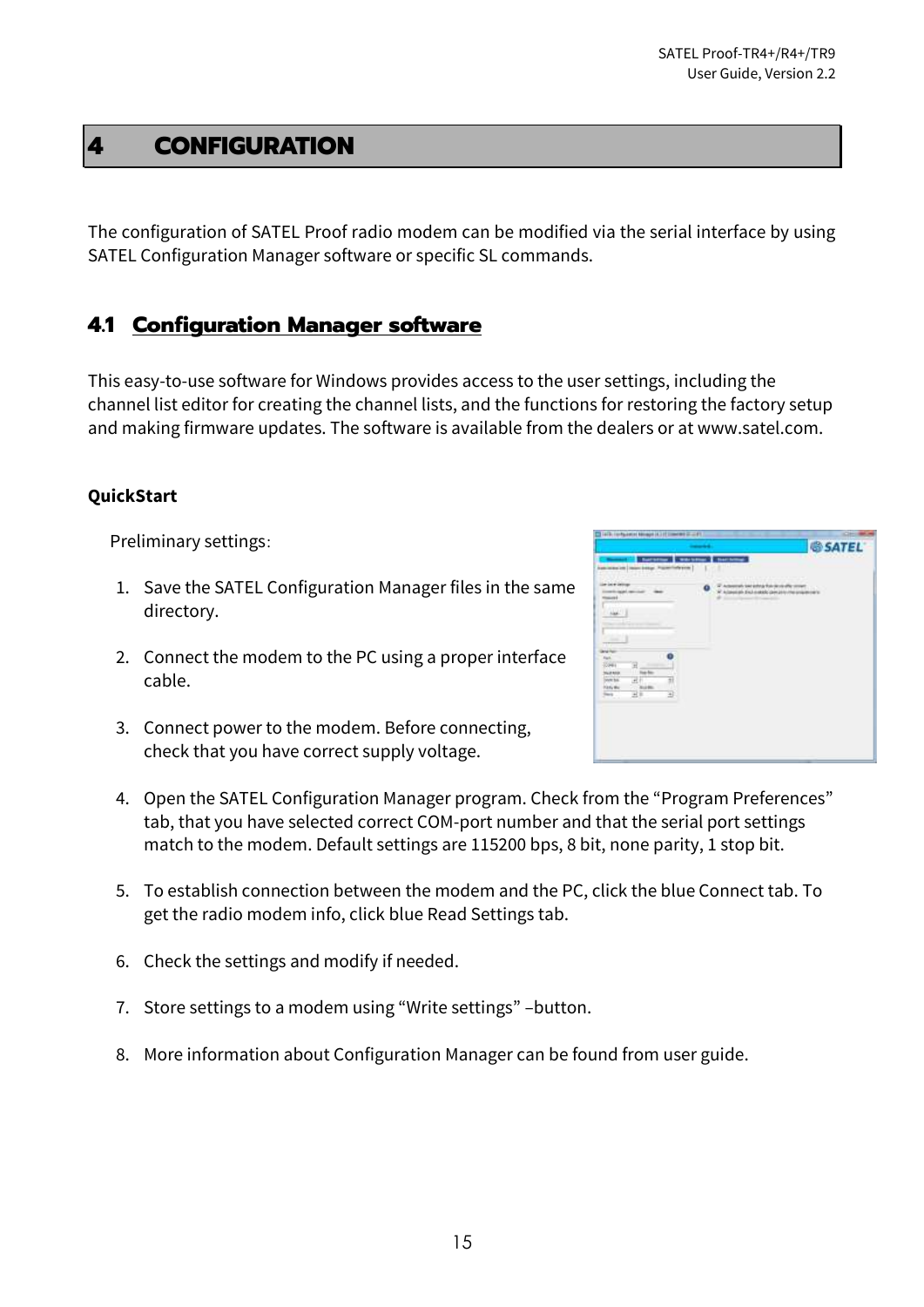# 4 CONFIGURATION

The configuration of SATEL Proof radio modem can be modified via the serial interface by using SATEL Configuration Manager software or specific SL commands.

## 4.1 Configuration Manager software

This easy-to-use software for Windows provides access to the user settings, including the channel list editor for creating the channel lists, and the functions for restoring the factory setup and making firmware updates. The software is available from the dealers or at www.satel.com.

**QuickStart**

Preliminary settings:

1. Save the SATEL Configuration Manager files in the same directory.
2. Connect the modem to the PC using a proper interface cable.
3. Connect power to the modem. Before connecting, check that you have correct supply voltage.
4. Open the SATEL Configuration Manager program. Check from the "Program Preferences" tab, that you have selected correct COM-port number and that the serial port settings match to the modem. Default settings are 115200 bps, 8 bit, none parity, 1 stop bit.
5. To establish connection between the modem and the PC, click the blue Connect tab. To get the radio modem info, click blue Read Settings tab.
6. Check the settings and modify if needed.
7. Store settings to a modem using "Write settings" –button.
8. More information about Configuration Manager can be found from user guide.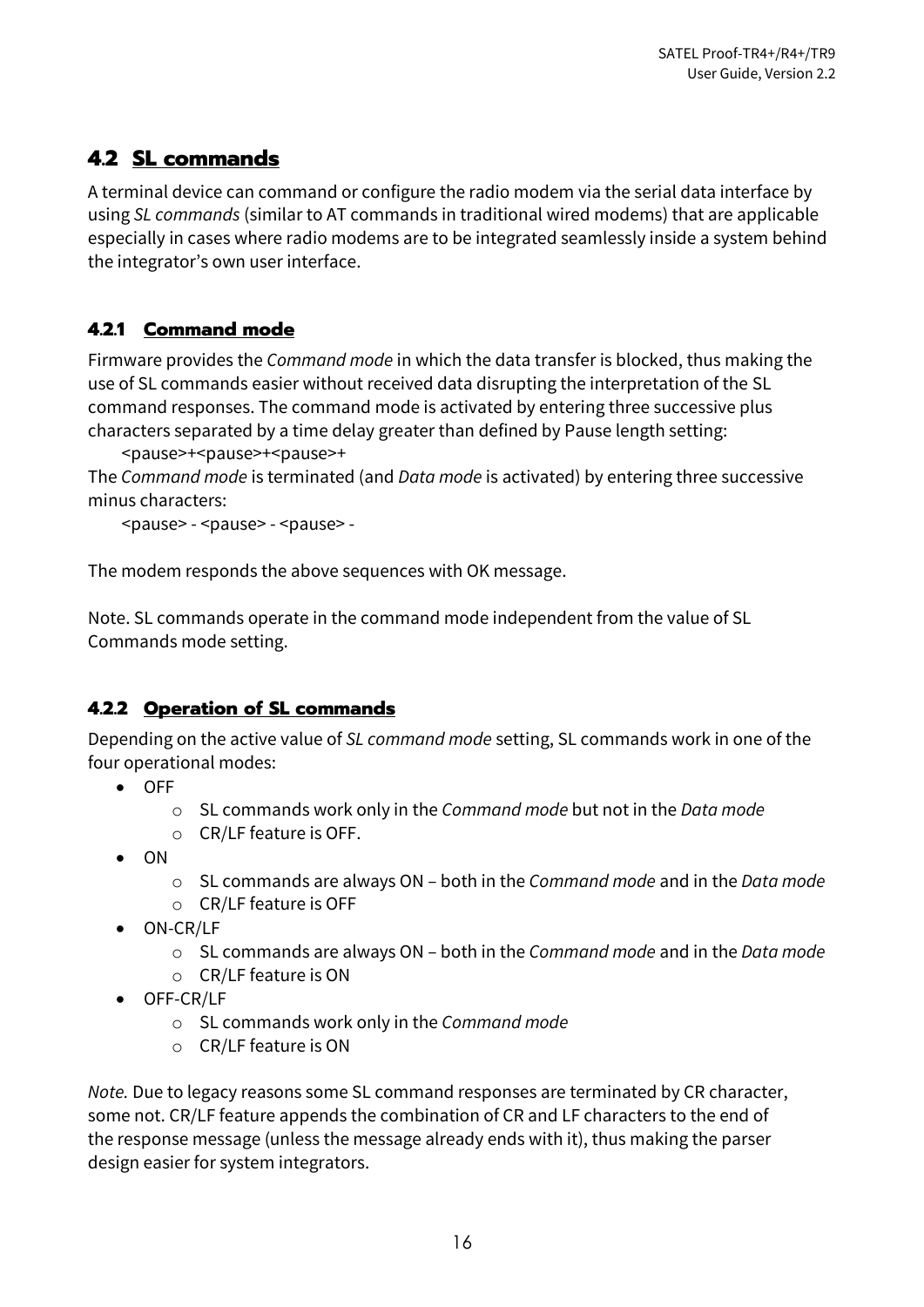## 4.2 SL commands

A terminal device can command or configure the radio modem via the serial data interface by using *SL commands* (similar to AT commands in traditional wired modems) that are applicable especially in cases where radio modems are to be integrated seamlessly inside a system behind the integrator's own user interface.

### 4.2.1 Command mode

Firmware provides the *Command mode* in which the data transfer is blocked, thus making the use of SL commands easier without received data disrupting the interpretation of the SL command responses. The command mode is activated by entering three successive plus characters separated by a time delay greater than defined by Pause length setting:

<pause>+<pause>+<pause>+

The *Command mode* is terminated (and *Data mode* is activated) by entering three successive minus characters:

<pause> - <pause> - <pause> -

The modem responds the above sequences with OK message.

Note. SL commands operate in the command mode independent from the value of SL Commands mode setting.

### 4.2.2 Operation of SL commands

Depending on the active value of *SL command mode* setting, SL commands work in one of the four operational modes:

- OFF
  - SL commands work only in the *Command mode* but not in the *Data mode*
  - CR/LF feature is OFF.
- ON
  - SL commands are always ON – both in the *Command mode* and in the *Data mode*
  - CR/LF feature is OFF
- ON-CR/LF
  - SL commands are always ON – both in the *Command mode* and in the *Data mode*
  - CR/LF feature is ON
- OFF-CR/LF
  - SL commands work only in the *Command mode*
  - CR/LF feature is ON

*Note.* Due to legacy reasons some SL command responses are terminated by CR character, some not. CR/LF feature appends the combination of CR and LF characters to the end of the response message (unless the message already ends with it), thus making the parser design easier for system integrators.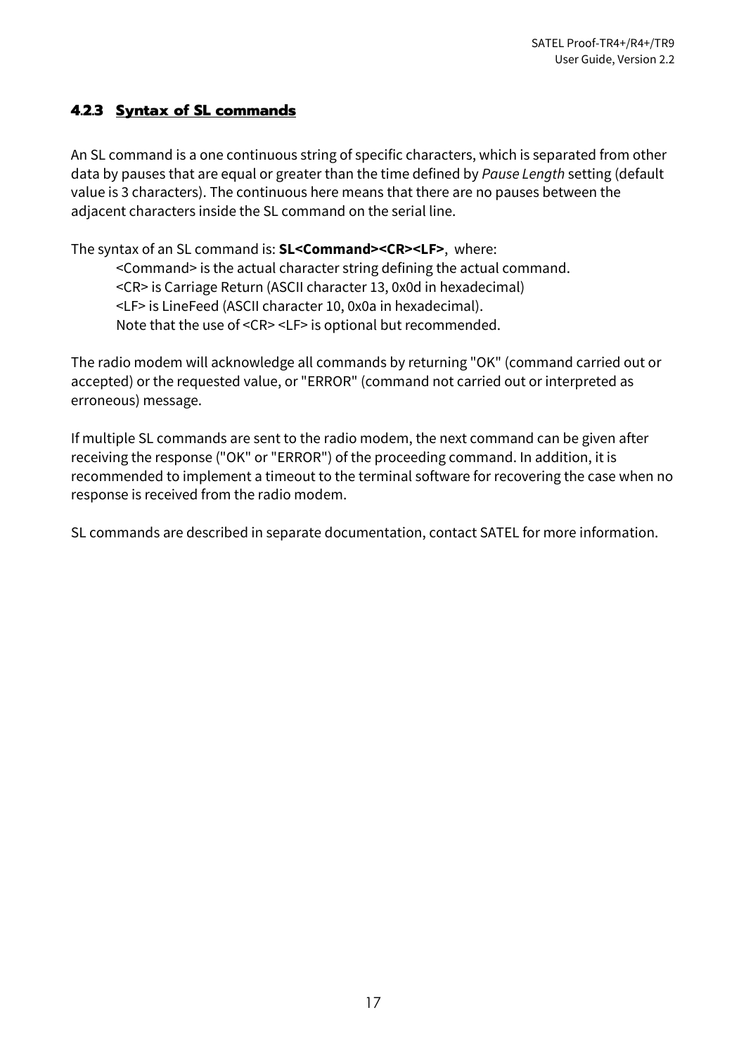### 4.2.3 Syntax of SL commands

An SL command is a one continuous string of specific characters, which is separated from other data by pauses that are equal or greater than the time defined by *Pause Length* setting (default value is 3 characters). The continuous here means that there are no pauses between the adjacent characters inside the SL command on the serial line.

The syntax of an SL command is: **SL<Command><CR><LF>**, where:

<Command> is the actual character string defining the actual command.
<CR> is Carriage Return (ASCII character 13, 0x0d in hexadecimal)
<LF> is LineFeed (ASCII character 10, 0x0a in hexadecimal).
Note that the use of <CR> <LF> is optional but recommended.

The radio modem will acknowledge all commands by returning "OK" (command carried out or accepted) or the requested value, or "ERROR" (command not carried out or interpreted as erroneous) message.

If multiple SL commands are sent to the radio modem, the next command can be given after receiving the response ("OK" or "ERROR") of the proceeding command. In addition, it is recommended to implement a timeout to the terminal software for recovering the case when no response is received from the radio modem.

SL commands are described in separate documentation, contact SATEL for more information.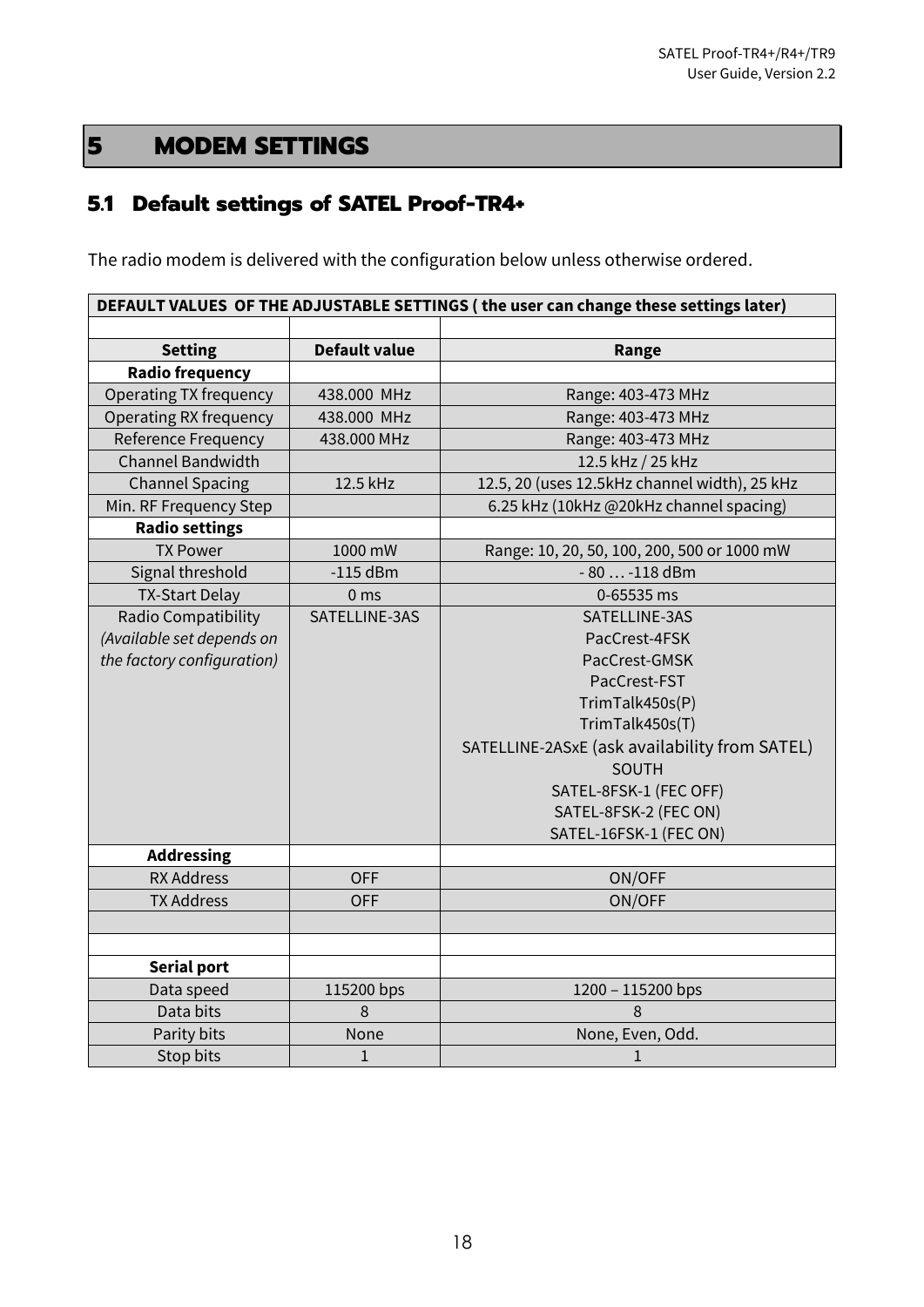# 5 MODEM SETTINGS

## 5.1 Default settings of SATEL Proof-TR4+

The radio modem is delivered with the configuration below unless otherwise ordered.

| DEFAULT VALUES OF THE ADJUSTABLE SETTINGS ( the user can change these settings later) | | |
|---|---|---|
| | | |
| **Setting** | **Default value** | **Range** |
| **Radio frequency** | | |
| Operating TX frequency | 438.000 MHz | Range: 403-473 MHz |
| Operating RX frequency | 438.000 MHz | Range: 403-473 MHz |
| Reference Frequency | 438.000 MHz | Range: 403-473 MHz |
| Channel Bandwidth | | 12.5 kHz / 25 kHz |
| Channel Spacing | 12.5 kHz | 12.5, 20 (uses 12.5kHz channel width), 25 kHz |
| Min. RF Frequency Step | | 6.25 kHz (10kHz @20kHz channel spacing) |
| **Radio settings** | | |
| TX Power | 1000 mW | Range: 10, 20, 50, 100, 200, 500 or 1000 mW |
| Signal threshold | -115 dBm | - 80 … -118 dBm |
| TX-Start Delay | 0 ms | 0-65535 ms |
| Radio Compatibility *(Available set depends on the factory configuration)* | SATELLINE-3AS | SATELLINE-3AS<br>PacCrest-4FSK<br>PacCrest-GMSK<br>PacCrest-FST<br>TrimTalk450s(P)<br>TrimTalk450s(T)<br>SATELLINE-2ASxE (ask availability from SATEL)<br>SOUTH<br>SATEL-8FSK-1 (FEC OFF)<br>SATEL-8FSK-2 (FEC ON)<br>SATEL-16FSK-1 (FEC ON) |
| **Addressing** | | |
| RX Address | OFF | ON/OFF |
| TX Address | OFF | ON/OFF |
| | | |
| | | |
| **Serial port** | | |
| Data speed | 115200 bps | 1200 – 115200 bps |
| Data bits | 8 | 8 |
| Parity bits | None | None, Even, Odd. |
| Stop bits | 1 | 1 |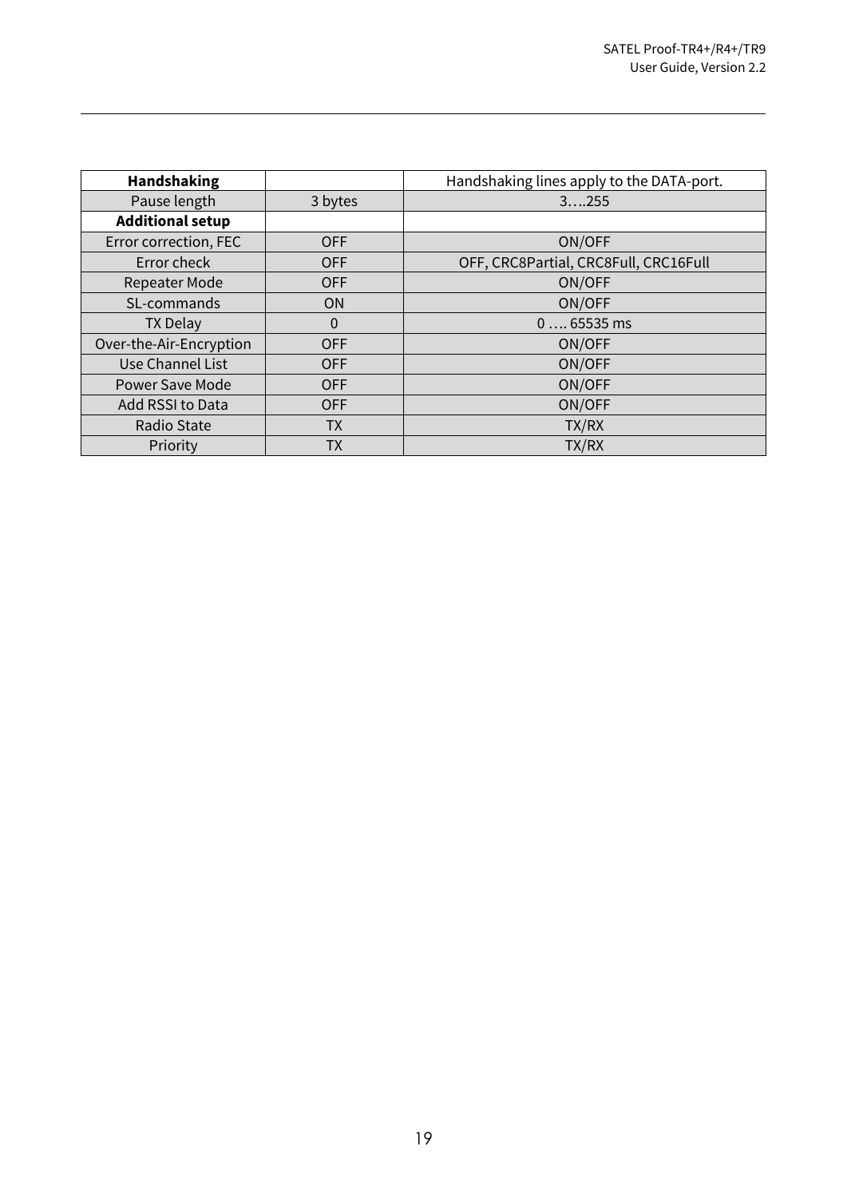| **Handshaking** | | Handshaking lines apply to the DATA-port. |
|---|---|---|
| Pause length | 3 bytes | 3….255 |
| **Additional setup** | | |
| Error correction, FEC | OFF | ON/OFF |
| Error check | OFF | OFF, CRC8Partial, CRC8Full, CRC16Full |
| Repeater Mode | OFF | ON/OFF |
| SL-commands | ON | ON/OFF |
| TX Delay | 0 | 0 …. 65535 ms |
| Over-the-Air-Encryption | OFF | ON/OFF |
| Use Channel List | OFF | ON/OFF |
| Power Save Mode | OFF | ON/OFF |
| Add RSSI to Data | OFF | ON/OFF |
| Radio State | TX | TX/RX |
| Priority | TX | TX/RX |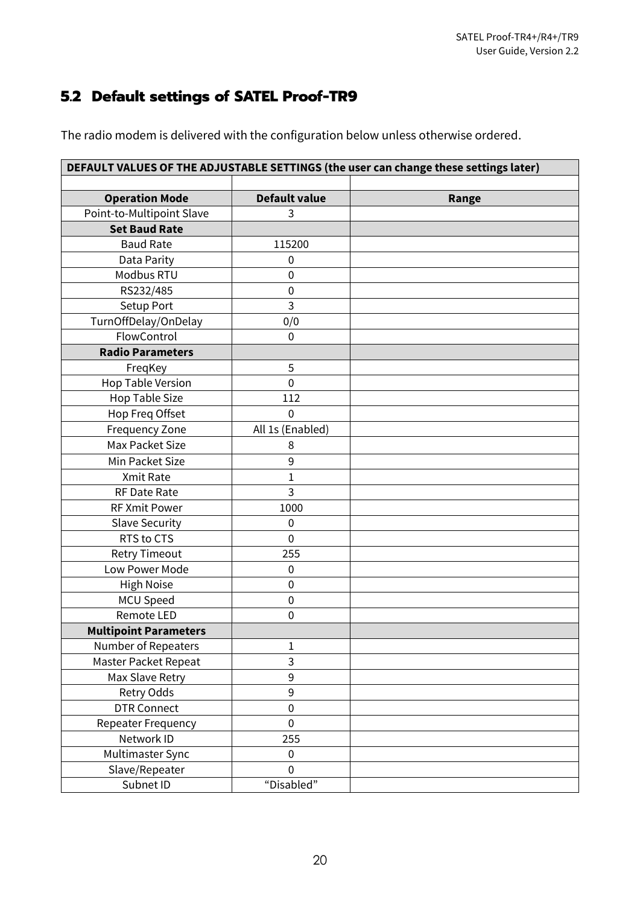## 5.2 Default settings of SATEL Proof-TR9

The radio modem is delivered with the configuration below unless otherwise ordered.

| DEFAULT VALUES OF THE ADJUSTABLE SETTINGS (the user can change these settings later) | | |
|---|---|---|
| | | |
| **Operation Mode** | **Default value** | **Range** |
| Point-to-Multipoint Slave | 3 | |
| **Set Baud Rate** | | |
| Baud Rate | 115200 | |
| Data Parity | 0 | |
| Modbus RTU | 0 | |
| RS232/485 | 0 | |
| Setup Port | 3 | |
| TurnOffDelay/OnDelay | 0/0 | |
| FlowControl | 0 | |
| **Radio Parameters** | | |
| FreqKey | 5 | |
| Hop Table Version | 0 | |
| Hop Table Size | 112 | |
| Hop Freq Offset | 0 | |
| Frequency Zone | All 1s (Enabled) | |
| Max Packet Size | 8 | |
| Min Packet Size | 9 | |
| Xmit Rate | 1 | |
| RF Date Rate | 3 | |
| RF Xmit Power | 1000 | |
| Slave Security | 0 | |
| RTS to CTS | 0 | |
| Retry Timeout | 255 | |
| Low Power Mode | 0 | |
| High Noise | 0 | |
| MCU Speed | 0 | |
| Remote LED | 0 | |
| **Multipoint Parameters** | | |
| Number of Repeaters | 1 | |
| Master Packet Repeat | 3 | |
| Max Slave Retry | 9 | |
| Retry Odds | 9 | |
| DTR Connect | 0 | |
| Repeater Frequency | 0 | |
| Network ID | 255 | |
| Multimaster Sync | 0 | |
| Slave/Repeater | 0 | |
| Subnet ID | “Disabled” | |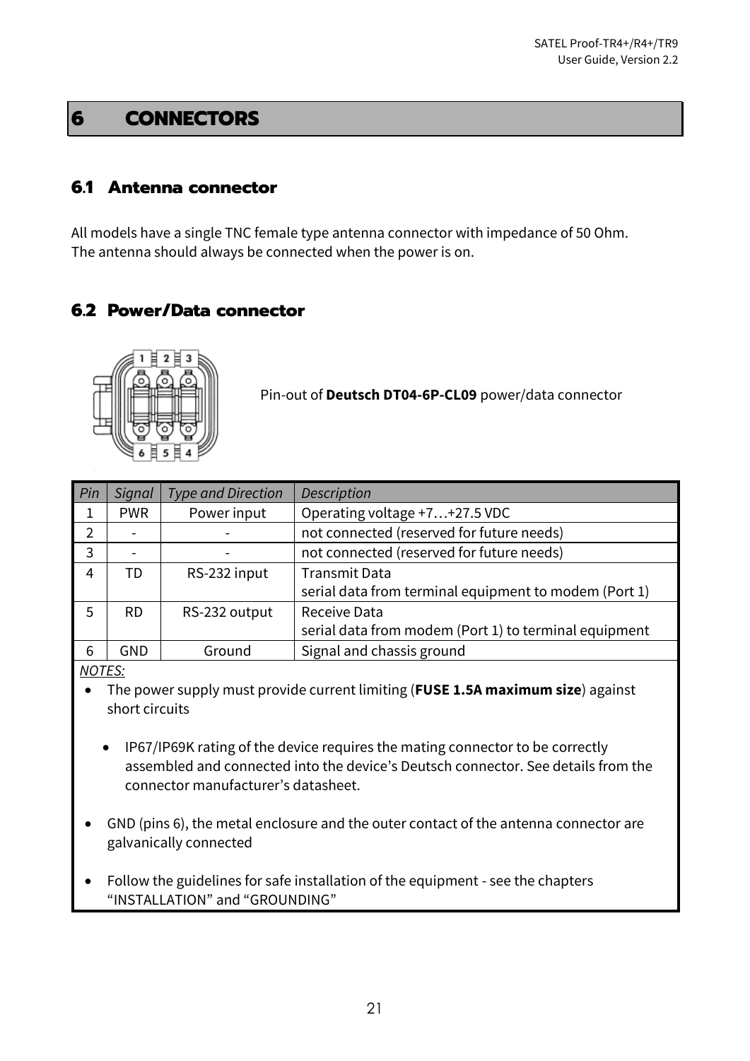# 6 CONNECTORS

## 6.1 Antenna connector

All models have a single TNC female type antenna connector with impedance of 50 Ohm. The antenna should always be connected when the power is on.

## 6.2 Power/Data connector

Pin-out of **Deutsch DT04-6P-CL09** power/data connector

| *Pin* | *Signal* | *Type and Direction* | *Description* |
|---|---|---|---|
| 1 | PWR | Power input | Operating voltage +7…+27.5 VDC |
| 2 | - | - | not connected (reserved for future needs) |
| 3 | - | - | not connected (reserved for future needs) |
| 4 | TD | RS-232 input | Transmit Data<br>serial data from terminal equipment to modem (Port 1) |
| 5 | RD | RS-232 output | Receive Data<br>serial data from modem (Port 1) to terminal equipment |
| 6 | GND | Ground | Signal and chassis ground |

*NOTES:*

- The power supply must provide current limiting (**FUSE 1.5A maximum size**) against short circuits
    - IP67/IP69K rating of the device requires the mating connector to be correctly assembled and connected into the device's Deutsch connector. See details from the connector manufacturer's datasheet.
- GND (pins 6), the metal enclosure and the outer contact of the antenna connector are galvanically connected
- Follow the guidelines for safe installation of the equipment - see the chapters "INSTALLATION" and "GROUNDING"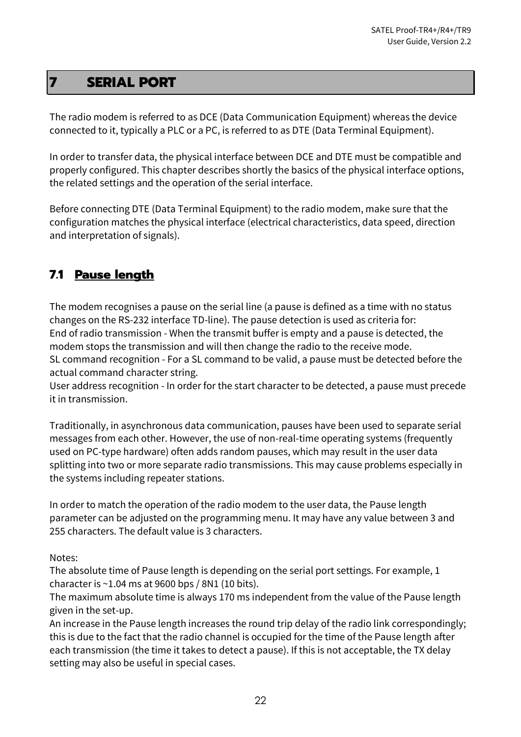# 7 SERIAL PORT

The radio modem is referred to as DCE (Data Communication Equipment) whereas the device connected to it, typically a PLC or a PC, is referred to as DTE (Data Terminal Equipment).

In order to transfer data, the physical interface between DCE and DTE must be compatible and properly configured. This chapter describes shortly the basics of the physical interface options, the related settings and the operation of the serial interface.

Before connecting DTE (Data Terminal Equipment) to the radio modem, make sure that the configuration matches the physical interface (electrical characteristics, data speed, direction and interpretation of signals).

## 7.1 Pause length

The modem recognises a pause on the serial line (a pause is defined as a time with no status changes on the RS-232 interface TD-line). The pause detection is used as criteria for:
End of radio transmission - When the transmit buffer is empty and a pause is detected, the modem stops the transmission and will then change the radio to the receive mode.
SL command recognition - For a SL command to be valid, a pause must be detected before the actual command character string.
User address recognition - In order for the start character to be detected, a pause must precede it in transmission.

Traditionally, in asynchronous data communication, pauses have been used to separate serial messages from each other. However, the use of non-real-time operating systems (frequently used on PC-type hardware) often adds random pauses, which may result in the user data splitting into two or more separate radio transmissions. This may cause problems especially in the systems including repeater stations.

In order to match the operation of the radio modem to the user data, the Pause length parameter can be adjusted on the programming menu. It may have any value between 3 and 255 characters. The default value is 3 characters.

Notes:
The absolute time of Pause length is depending on the serial port settings. For example, 1 character is ~1.04 ms at 9600 bps / 8N1 (10 bits).
The maximum absolute time is always 170 ms independent from the value of the Pause length given in the set-up.
An increase in the Pause length increases the round trip delay of the radio link correspondingly; this is due to the fact that the radio channel is occupied for the time of the Pause length after each transmission (the time it takes to detect a pause). If this is not acceptable, the TX delay setting may also be useful in special cases.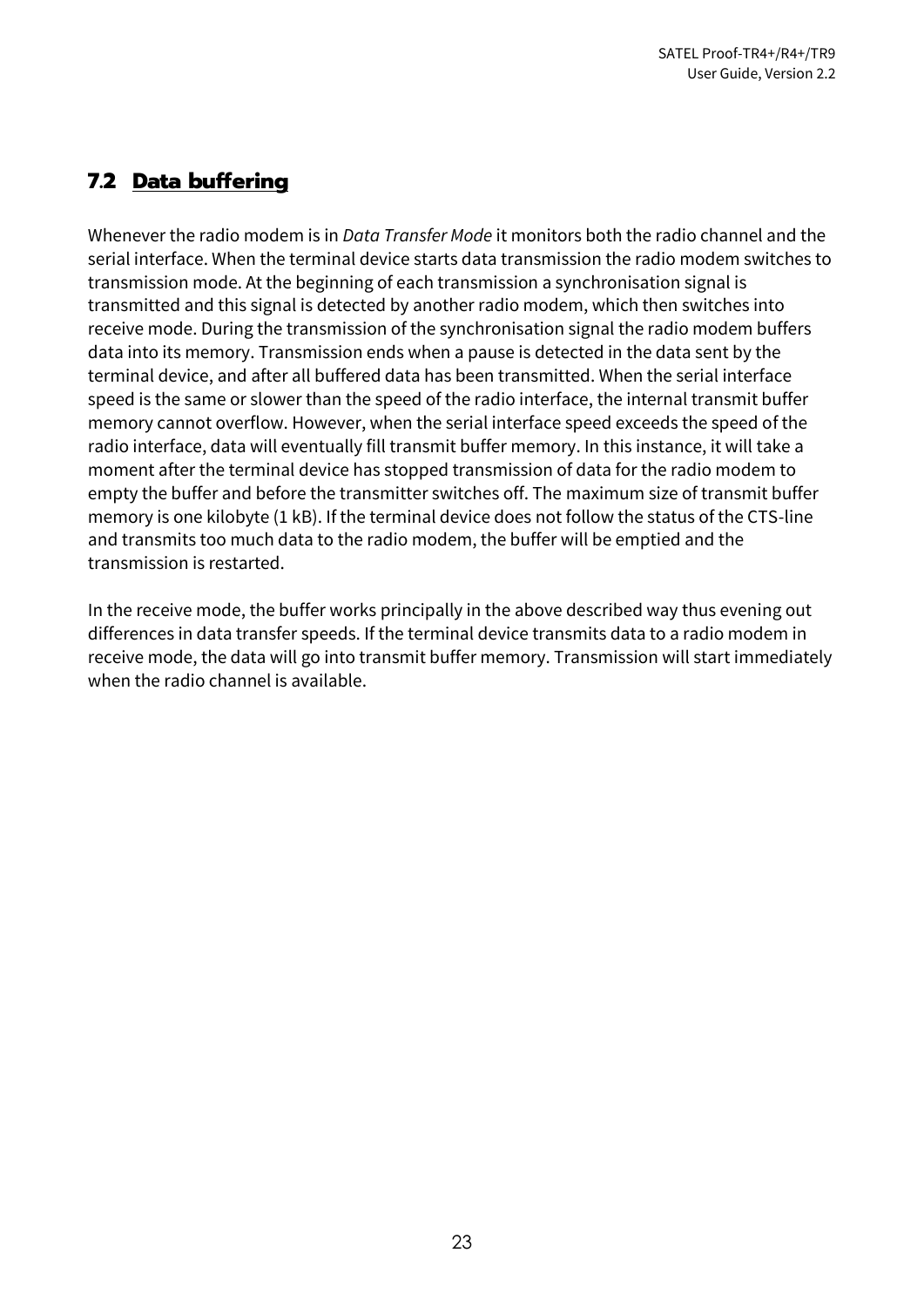## 7.2 Data buffering

Whenever the radio modem is in *Data Transfer Mode* it monitors both the radio channel and the serial interface. When the terminal device starts data transmission the radio modem switches to transmission mode. At the beginning of each transmission a synchronisation signal is transmitted and this signal is detected by another radio modem, which then switches into receive mode. During the transmission of the synchronisation signal the radio modem buffers data into its memory. Transmission ends when a pause is detected in the data sent by the terminal device, and after all buffered data has been transmitted. When the serial interface speed is the same or slower than the speed of the radio interface, the internal transmit buffer memory cannot overflow. However, when the serial interface speed exceeds the speed of the radio interface, data will eventually fill transmit buffer memory. In this instance, it will take a moment after the terminal device has stopped transmission of data for the radio modem to empty the buffer and before the transmitter switches off. The maximum size of transmit buffer memory is one kilobyte (1 kB). If the terminal device does not follow the status of the CTS-line and transmits too much data to the radio modem, the buffer will be emptied and the transmission is restarted.

In the receive mode, the buffer works principally in the above described way thus evening out differences in data transfer speeds. If the terminal device transmits data to a radio modem in receive mode, the data will go into transmit buffer memory. Transmission will start immediately when the radio channel is available.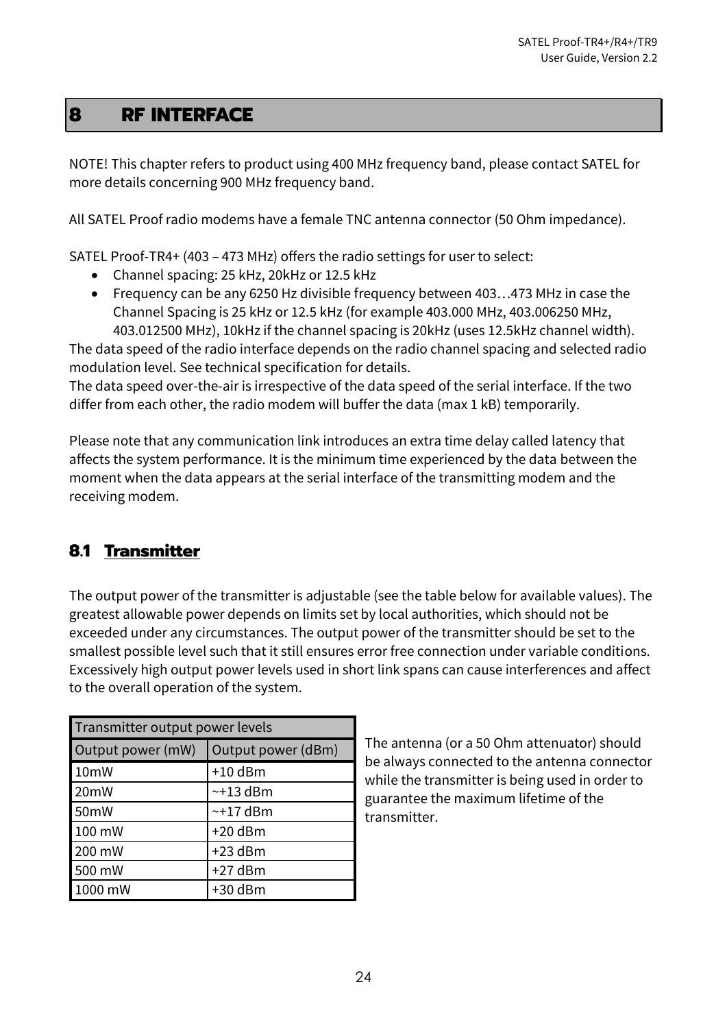// Rule 6 strips the running header "SATEL Proof-TR4+/R4+/TR9 / User Guide, Version 2.2" and the page number 24.
# 8 RF INTERFACE

NOTE! This chapter refers to product using 400 MHz frequency band, please contact SATEL for more details concerning 900 MHz frequency band.

All SATEL Proof radio modems have a female TNC antenna connector (50 Ohm impedance).

SATEL Proof-TR4+ (403 – 473 MHz) offers the radio settings for user to select:

- Channel spacing: 25 kHz, 20kHz or 12.5 kHz
- Frequency can be any 6250 Hz divisible frequency between 403…473 MHz in case the Channel Spacing is 25 kHz or 12.5 kHz (for example 403.000 MHz, 403.006250 MHz, 403.012500 MHz), 10kHz if the channel spacing is 20kHz (uses 12.5kHz channel width).

The data speed of the radio interface depends on the radio channel spacing and selected radio modulation level. See technical specification for details.

The data speed over-the-air is irrespective of the data speed of the serial interface. If the two differ from each other, the radio modem will buffer the data (max 1 kB) temporarily.

Please note that any communication link introduces an extra time delay called latency that affects the system performance. It is the minimum time experienced by the data between the moment when the data appears at the serial interface of the transmitting modem and the receiving modem.

## 8.1 Transmitter

The output power of the transmitter is adjustable (see the table below for available values). The greatest allowable power depends on limits set by local authorities, which should not be exceeded under any circumstances. The output power of the transmitter should be set to the smallest possible level such that it still ensures error free connection under variable conditions. Excessively high output power levels used in short link spans can cause interferences and affect to the overall operation of the system.

| Transmitter output power levels | |
|---|---|
| Output power (mW) | Output power (dBm) |
| 10mW | +10 dBm |
| 20mW | ~+13 dBm |
| 50mW | ~+17 dBm |
| 100 mW | +20 dBm |
| 200 mW | +23 dBm |
| 500 mW | +27 dBm |
| 1000 mW | +30 dBm |

The antenna (or a 50 Ohm attenuator) should be always connected to the antenna connector while the transmitter is being used in order to guarantee the maximum lifetime of the transmitter.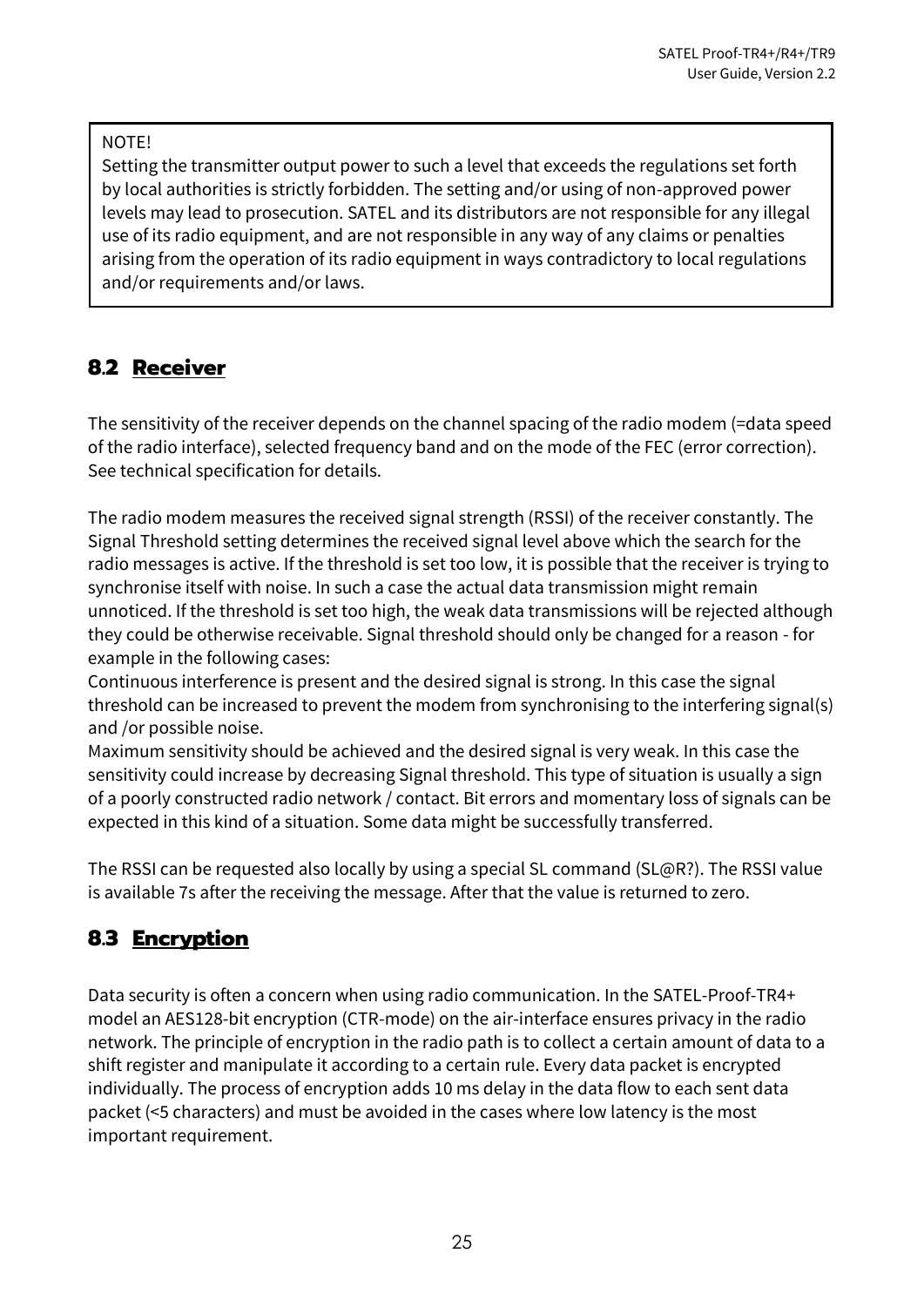> NOTE!
> Setting the transmitter output power to such a level that exceeds the regulations set forth by local authorities is strictly forbidden. The setting and/or using of non-approved power levels may lead to prosecution. SATEL and its distributors are not responsible for any illegal use of its radio equipment, and are not responsible in any way of any claims or penalties arising from the operation of its radio equipment in ways contradictory to local regulations and/or requirements and/or laws.

## 8.2 Receiver

The sensitivity of the receiver depends on the channel spacing of the radio modem (=data speed of the radio interface), selected frequency band and on the mode of the FEC (error correction). See technical specification for details.

The radio modem measures the received signal strength (RSSI) of the receiver constantly. The Signal Threshold setting determines the received signal level above which the search for the radio messages is active. If the threshold is set too low, it is possible that the receiver is trying to synchronise itself with noise. In such a case the actual data transmission might remain unnoticed. If the threshold is set too high, the weak data transmissions will be rejected although they could be otherwise receivable. Signal threshold should only be changed for a reason - for example in the following cases:
Continuous interference is present and the desired signal is strong. In this case the signal threshold can be increased to prevent the modem from synchronising to the interfering signal(s) and /or possible noise.
Maximum sensitivity should be achieved and the desired signal is very weak. In this case the sensitivity could increase by decreasing Signal threshold. This type of situation is usually a sign of a poorly constructed radio network / contact. Bit errors and momentary loss of signals can be expected in this kind of a situation. Some data might be successfully transferred.

The RSSI can be requested also locally by using a special SL command (SL@R?). The RSSI value is available 7s after the receiving the message. After that the value is returned to zero.

## 8.3 Encryption

Data security is often a concern when using radio communication. In the SATEL-Proof-TR4+ model an AES128-bit encryption (CTR-mode) on the air-interface ensures privacy in the radio network. The principle of encryption in the radio path is to collect a certain amount of data to a shift register and manipulate it according to a certain rule. Every data packet is encrypted individually. The process of encryption adds 10 ms delay in the data flow to each sent data packet (<5 characters) and must be avoided in the cases where low latency is the most important requirement.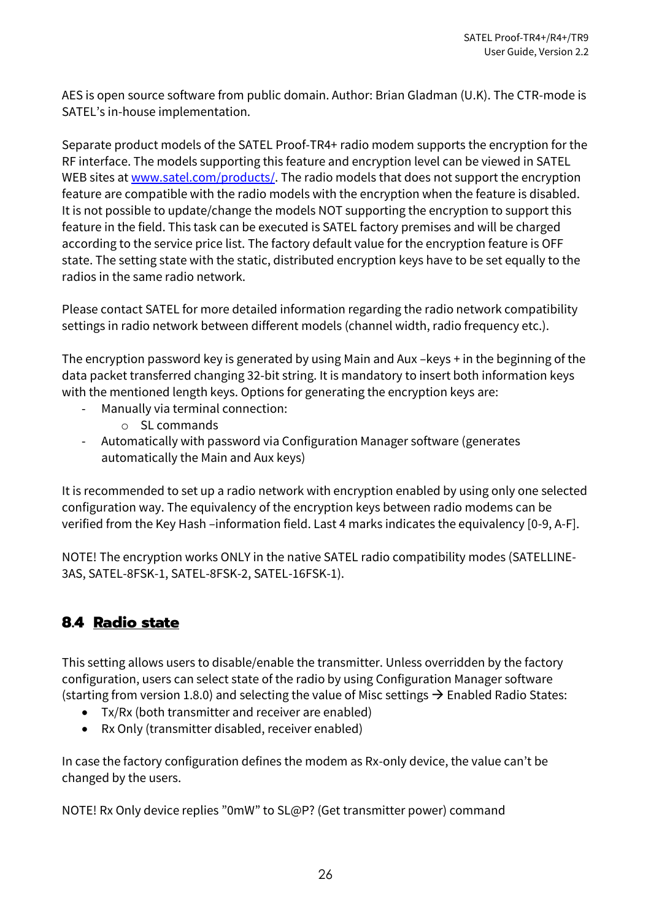AES is open source software from public domain. Author: Brian Gladman (U.K). The CTR-mode is SATEL's in-house implementation.

Separate product models of the SATEL Proof-TR4+ radio modem supports the encryption for the RF interface. The models supporting this feature and encryption level can be viewed in SATEL WEB sites at [www.satel.com/products/](www.satel.com/products/). The radio models that does not support the encryption feature are compatible with the radio models with the encryption when the feature is disabled. It is not possible to update/change the models NOT supporting the encryption to support this feature in the field. This task can be executed is SATEL factory premises and will be charged according to the service price list. The factory default value for the encryption feature is OFF state. The setting state with the static, distributed encryption keys have to be set equally to the radios in the same radio network.

Please contact SATEL for more detailed information regarding the radio network compatibility settings in radio network between different models (channel width, radio frequency etc.).

The encryption password key is generated by using Main and Aux –keys + in the beginning of the data packet transferred changing 32-bit string. It is mandatory to insert both information keys with the mentioned length keys. Options for generating the encryption keys are:

- Manually via terminal connection:
  - SL commands
- Automatically with password via Configuration Manager software (generates automatically the Main and Aux keys)

It is recommended to set up a radio network with encryption enabled by using only one selected configuration way. The equivalency of the encryption keys between radio modems can be verified from the Key Hash –information field. Last 4 marks indicates the equivalency [0-9, A-F].

NOTE! The encryption works ONLY in the native SATEL radio compatibility modes (SATELLINE-3AS, SATEL-8FSK-1, SATEL-8FSK-2, SATEL-16FSK-1).

## 8.4 Radio state

This setting allows users to disable/enable the transmitter. Unless overridden by the factory configuration, users can select state of the radio by using Configuration Manager software (starting from version 1.8.0) and selecting the value of Misc settings → Enabled Radio States:

- Tx/Rx (both transmitter and receiver are enabled)
- Rx Only (transmitter disabled, receiver enabled)

In case the factory configuration defines the modem as Rx-only device, the value can't be changed by the users.

NOTE! Rx Only device replies "0mW" to SL@P? (Get transmitter power) command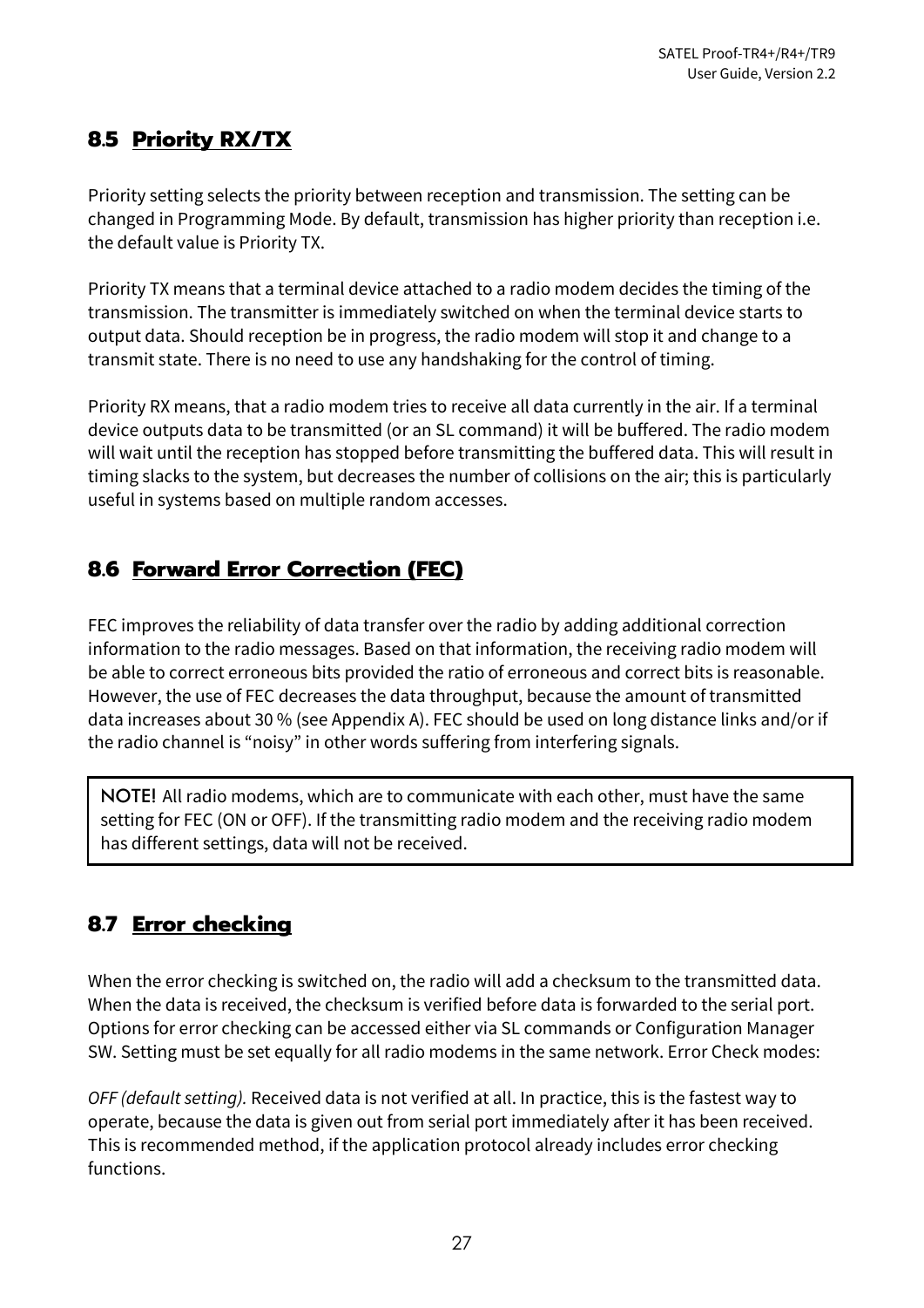## 8.5 Priority RX/TX

Priority setting selects the priority between reception and transmission. The setting can be changed in Programming Mode. By default, transmission has higher priority than reception i.e. the default value is Priority TX.

Priority TX means that a terminal device attached to a radio modem decides the timing of the transmission. The transmitter is immediately switched on when the terminal device starts to output data. Should reception be in progress, the radio modem will stop it and change to a transmit state. There is no need to use any handshaking for the control of timing.

Priority RX means, that a radio modem tries to receive all data currently in the air. If a terminal device outputs data to be transmitted (or an SL command) it will be buffered. The radio modem will wait until the reception has stopped before transmitting the buffered data. This will result in timing slacks to the system, but decreases the number of collisions on the air; this is particularly useful in systems based on multiple random accesses.

## 8.6 Forward Error Correction (FEC)

FEC improves the reliability of data transfer over the radio by adding additional correction information to the radio messages. Based on that information, the receiving radio modem will be able to correct erroneous bits provided the ratio of erroneous and correct bits is reasonable. However, the use of FEC decreases the data throughput, because the amount of transmitted data increases about 30 % (see Appendix A). FEC should be used on long distance links and/or if the radio channel is "noisy" in other words suffering from interfering signals.

> **NOTE!** All radio modems, which are to communicate with each other, must have the same setting for FEC (ON or OFF). If the transmitting radio modem and the receiving radio modem has different settings, data will not be received.

## 8.7 Error checking

When the error checking is switched on, the radio will add a checksum to the transmitted data. When the data is received, the checksum is verified before data is forwarded to the serial port. Options for error checking can be accessed either via SL commands or Configuration Manager SW. Setting must be set equally for all radio modems in the same network. Error Check modes:

*OFF (default setting).* Received data is not verified at all. In practice, this is the fastest way to operate, because the data is given out from serial port immediately after it has been received. This is recommended method, if the application protocol already includes error checking functions.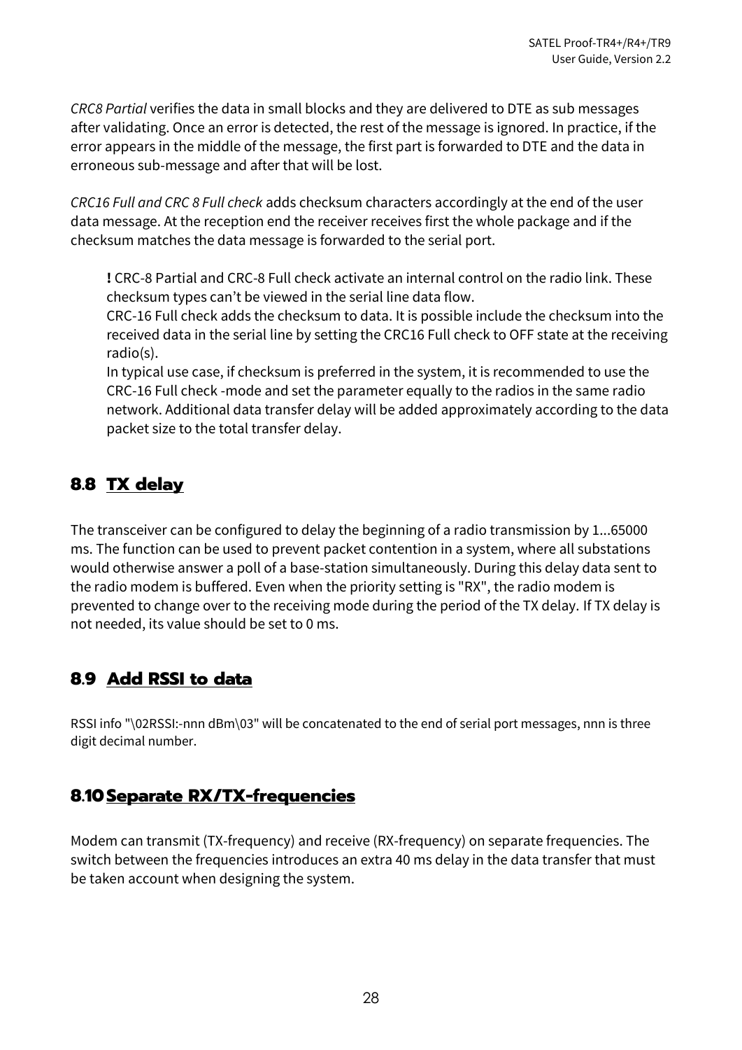*CRC8 Partial* verifies the data in small blocks and they are delivered to DTE as sub messages after validating. Once an error is detected, the rest of the message is ignored. In practice, if the error appears in the middle of the message, the first part is forwarded to DTE and the data in erroneous sub-message and after that will be lost.

*CRC16 Full and CRC 8 Full check* adds checksum characters accordingly at the end of the user data message. At the reception end the receiver receives first the whole package and if the checksum matches the data message is forwarded to the serial port.

> **!** CRC-8 Partial and CRC-8 Full check activate an internal control on the radio link. These checksum types can't be viewed in the serial line data flow.
> CRC-16 Full check adds the checksum to data. It is possible include the checksum into the received data in the serial line by setting the CRC16 Full check to OFF state at the receiving radio(s).
> In typical use case, if checksum is preferred in the system, it is recommended to use the CRC-16 Full check -mode and set the parameter equally to the radios in the same radio network. Additional data transfer delay will be added approximately according to the data packet size to the total transfer delay.

## 8.8 TX delay

The transceiver can be configured to delay the beginning of a radio transmission by 1...65000 ms. The function can be used to prevent packet contention in a system, where all substations would otherwise answer a poll of a base-station simultaneously. During this delay data sent to the radio modem is buffered. Even when the priority setting is "RX", the radio modem is prevented to change over to the receiving mode during the period of the TX delay. If TX delay is not needed, its value should be set to 0 ms.

## 8.9 Add RSSI to data

RSSI info "\02RSSI:-nnn dBm\03" will be concatenated to the end of serial port messages, nnn is three digit decimal number.

## 8.10 Separate RX/TX-frequencies

Modem can transmit (TX-frequency) and receive (RX-frequency) on separate frequencies. The switch between the frequencies introduces an extra 40 ms delay in the data transfer that must be taken account when designing the system.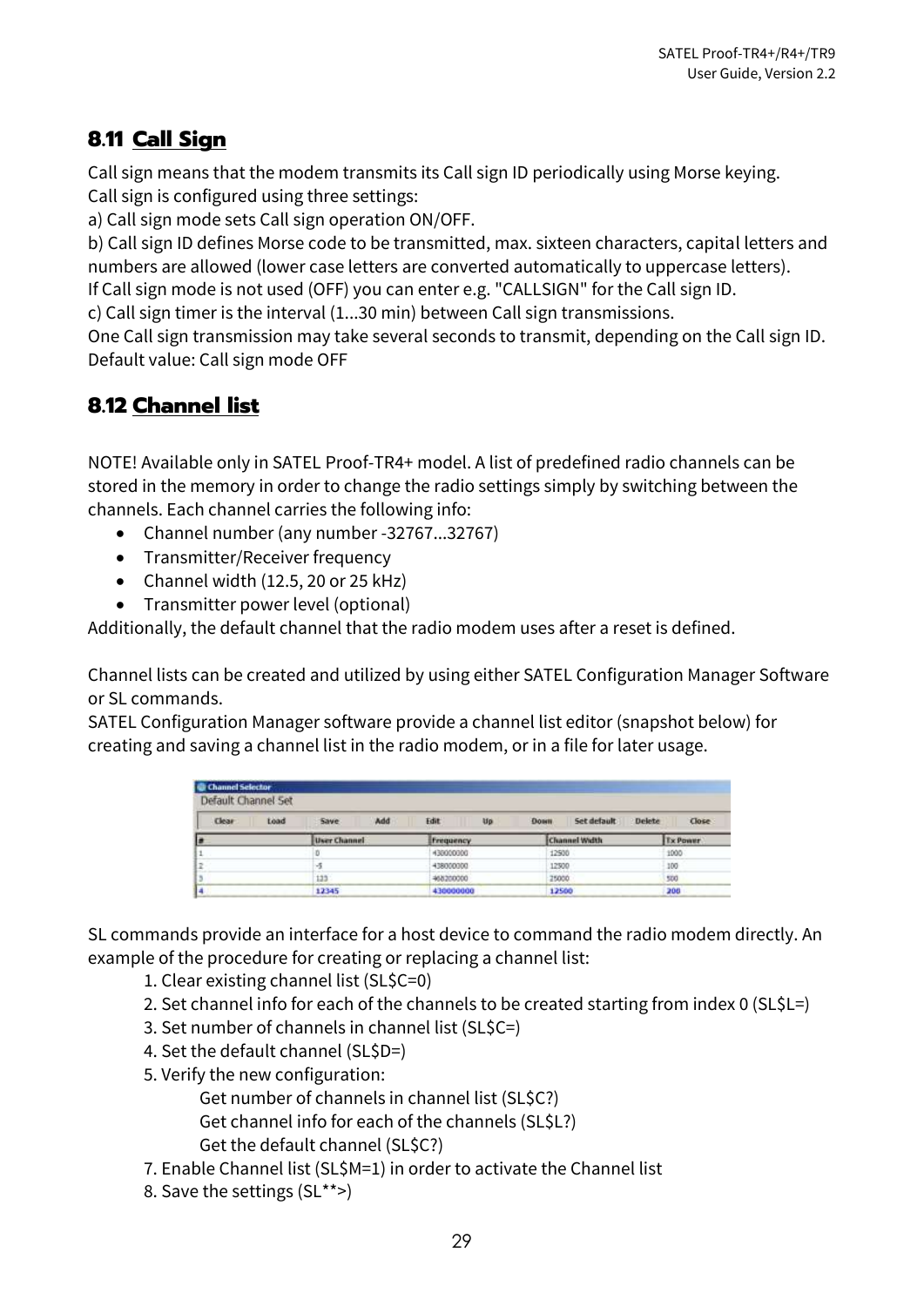## 8.11 Call Sign

Call sign means that the modem transmits its Call sign ID periodically using Morse keying.
Call sign is configured using three settings:
a) Call sign mode sets Call sign operation ON/OFF.
b) Call sign ID defines Morse code to be transmitted, max. sixteen characters, capital letters and numbers are allowed (lower case letters are converted automatically to uppercase letters).
If Call sign mode is not used (OFF) you can enter e.g. "CALLSIGN" for the Call sign ID.
c) Call sign timer is the interval (1...30 min) between Call sign transmissions.
One Call sign transmission may take several seconds to transmit, depending on the Call sign ID.
Default value: Call sign mode OFF

## 8.12 Channel list

NOTE! Available only in SATEL Proof-TR4+ model. A list of predefined radio channels can be stored in the memory in order to change the radio settings simply by switching between the channels. Each channel carries the following info:

- Channel number (any number -32767...32767)
- Transmitter/Receiver frequency
- Channel width (12.5, 20 or 25 kHz)
- Transmitter power level (optional)

Additionally, the default channel that the radio modem uses after a reset is defined.

Channel lists can be created and utilized by using either SATEL Configuration Manager Software or SL commands.
SATEL Configuration Manager software provide a channel list editor (snapshot below) for creating and saving a channel list in the radio modem, or in a file for later usage.

Channel Selector
Default Channel Set

Clear | Load | Save | Add | Edit | Up | Down | Set default | Delete | Close

| # | User Channel | Frequency | Channel Width | Tx Power |
|---|---|---|---|---|
| 1 | 0 | 430000000 | 12500 | 1000 |
| 2 | -5 | 438000000 | 12500 | 100 |
| 3 | 123 | 468200000 | 25000 | 500 |
| 4 | 12345 | 430000000 | 12500 | 200 |

SL commands provide an interface for a host device to command the radio modem directly. An example of the procedure for creating or replacing a channel list:

1. Clear existing channel list (SL$C=0)
2. Set channel info for each of the channels to be created starting from index 0 (SL$L=)
3. Set number of channels in channel list (SL$C=)
4. Set the default channel (SL$D=)
5. Verify the new configuration:
   Get number of channels in channel list (SL$C?)
   Get channel info for each of the channels (SL$L?)
   Get the default channel (SL$C?)
7. Enable Channel list (SL$M=1) in order to activate the Channel list
8. Save the settings (SL**>)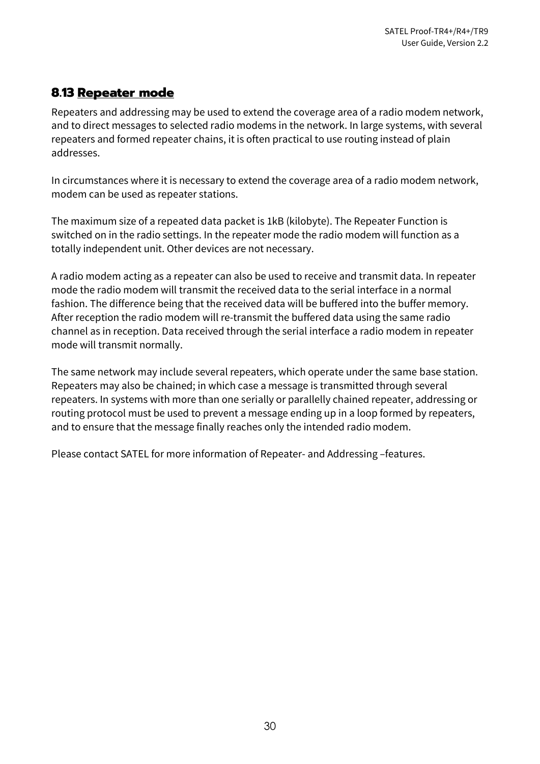## 8.13 Repeater mode

Repeaters and addressing may be used to extend the coverage area of a radio modem network, and to direct messages to selected radio modems in the network. In large systems, with several repeaters and formed repeater chains, it is often practical to use routing instead of plain addresses.

In circumstances where it is necessary to extend the coverage area of a radio modem network, modem can be used as repeater stations.

The maximum size of a repeated data packet is 1kB (kilobyte). The Repeater Function is switched on in the radio settings. In the repeater mode the radio modem will function as a totally independent unit. Other devices are not necessary.

A radio modem acting as a repeater can also be used to receive and transmit data. In repeater mode the radio modem will transmit the received data to the serial interface in a normal fashion. The difference being that the received data will be buffered into the buffer memory. After reception the radio modem will re-transmit the buffered data using the same radio channel as in reception. Data received through the serial interface a radio modem in repeater mode will transmit normally.

The same network may include several repeaters, which operate under the same base station. Repeaters may also be chained; in which case a message is transmitted through several repeaters. In systems with more than one serially or parallelly chained repeater, addressing or routing protocol must be used to prevent a message ending up in a loop formed by repeaters, and to ensure that the message finally reaches only the intended radio modem.

Please contact SATEL for more information of Repeater- and Addressing –features.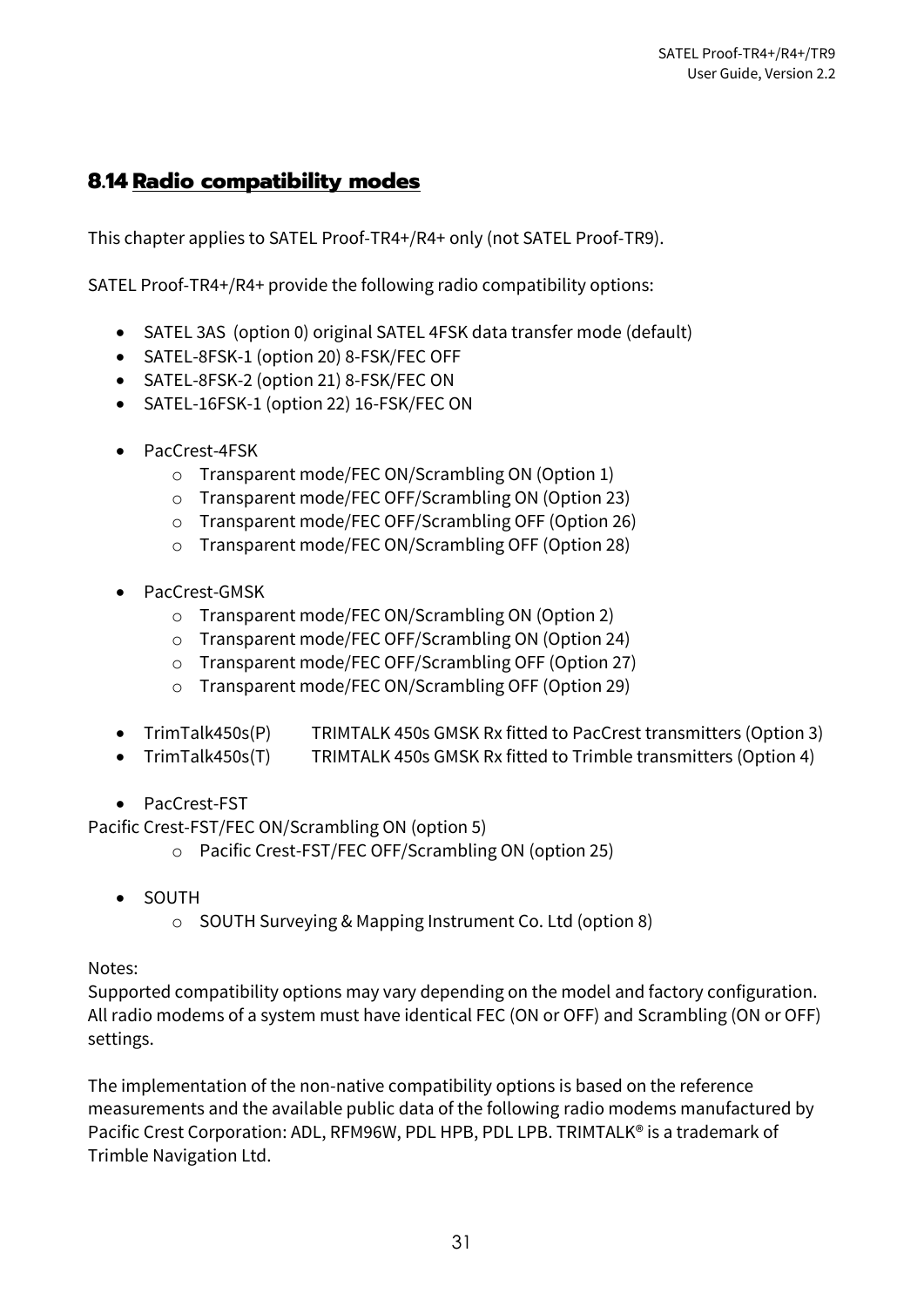## 8.14 Radio compatibility modes

This chapter applies to SATEL Proof-TR4+/R4+ only (not SATEL Proof-TR9).

SATEL Proof-TR4+/R4+ provide the following radio compatibility options:

- SATEL 3AS  (option 0) original SATEL 4FSK data transfer mode (default)
- SATEL-8FSK-1 (option 20) 8-FSK/FEC OFF
- SATEL-8FSK-2 (option 21) 8-FSK/FEC ON
- SATEL-16FSK-1 (option 22) 16-FSK/FEC ON

- PacCrest-4FSK
  - Transparent mode/FEC ON/Scrambling ON (Option 1)
  - Transparent mode/FEC OFF/Scrambling ON (Option 23)
  - Transparent mode/FEC OFF/Scrambling OFF (Option 26)
  - Transparent mode/FEC ON/Scrambling OFF (Option 28)

- PacCrest-GMSK
  - Transparent mode/FEC ON/Scrambling ON (Option 2)
  - Transparent mode/FEC OFF/Scrambling ON (Option 24)
  - Transparent mode/FEC OFF/Scrambling OFF (Option 27)
  - Transparent mode/FEC ON/Scrambling OFF (Option 29)

- TrimTalk450s(P)   TRIMTALK 450s GMSK Rx fitted to PacCrest transmitters (Option 3)
- TrimTalk450s(T)   TRIMTALK 450s GMSK Rx fitted to Trimble transmitters (Option 4)

- PacCrest-FST

Pacific Crest-FST/FEC ON/Scrambling ON (option 5)
  - Pacific Crest-FST/FEC OFF/Scrambling ON (option 25)

- SOUTH
  - SOUTH Surveying & Mapping Instrument Co. Ltd (option 8)

Notes:
Supported compatibility options may vary depending on the model and factory configuration. All radio modems of a system must have identical FEC (ON or OFF) and Scrambling (ON or OFF) settings.

The implementation of the non-native compatibility options is based on the reference measurements and the available public data of the following radio modems manufactured by Pacific Crest Corporation: ADL, RFM96W, PDL HPB, PDL LPB. TRIMTALK® is a trademark of Trimble Navigation Ltd.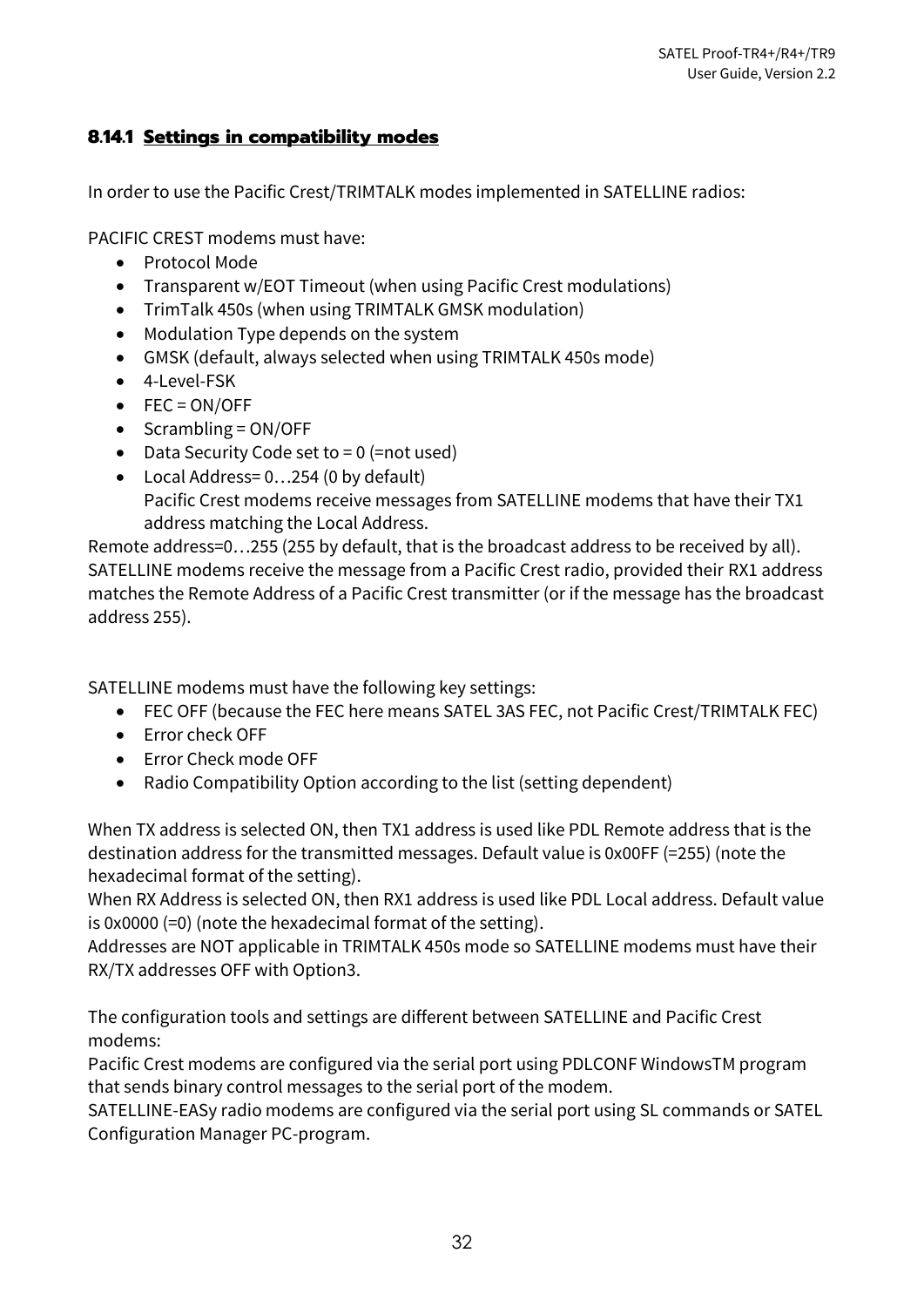#### 8.14.1 Settings in compatibility modes

In order to use the Pacific Crest/TRIMTALK modes implemented in SATELLINE radios:

PACIFIC CREST modems must have:

- Protocol Mode
- Transparent w/EOT Timeout (when using Pacific Crest modulations)
- TrimTalk 450s (when using TRIMTALK GMSK modulation)
- Modulation Type depends on the system
- GMSK (default, always selected when using TRIMTALK 450s mode)
- 4-Level-FSK
- FEC = ON/OFF
- Scrambling = ON/OFF
- Data Security Code set to = 0 (=not used)
- Local Address= 0…254 (0 by default)
  Pacific Crest modems receive messages from SATELLINE modems that have their TX1 address matching the Local Address.

Remote address=0…255 (255 by default, that is the broadcast address to be received by all). SATELLINE modems receive the message from a Pacific Crest radio, provided their RX1 address matches the Remote Address of a Pacific Crest transmitter (or if the message has the broadcast address 255).

SATELLINE modems must have the following key settings:

- FEC OFF (because the FEC here means SATEL 3AS FEC, not Pacific Crest/TRIMTALK FEC)
- Error check OFF
- Error Check mode OFF
- Radio Compatibility Option according to the list (setting dependent)

When TX address is selected ON, then TX1 address is used like PDL Remote address that is the destination address for the transmitted messages. Default value is 0x00FF (=255) (note the hexadecimal format of the setting).
When RX Address is selected ON, then RX1 address is used like PDL Local address. Default value is 0x0000 (=0) (note the hexadecimal format of the setting).
Addresses are NOT applicable in TRIMTALK 450s mode so SATELLINE modems must have their RX/TX addresses OFF with Option3.

The configuration tools and settings are different between SATELLINE and Pacific Crest modems:
Pacific Crest modems are configured via the serial port using PDLCONF WindowsTM program that sends binary control messages to the serial port of the modem.
SATELLINE-EASy radio modems are configured via the serial port using SL commands or SATEL Configuration Manager PC-program.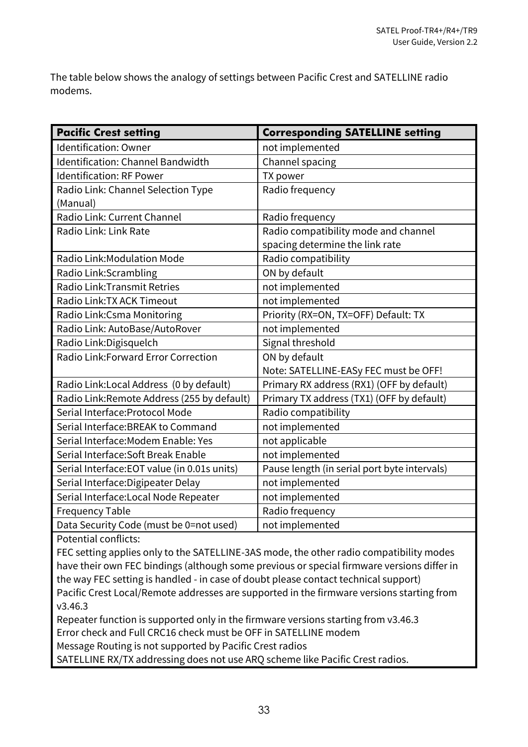The table below shows the analogy of settings between Pacific Crest and SATELLINE radio modems.

| **Pacific Crest setting** | **Corresponding SATELLINE setting** |
|---|---|
| Identification: Owner | not implemented |
| Identification: Channel Bandwidth | Channel spacing |
| Identification: RF Power | TX power |
| Radio Link: Channel Selection Type (Manual) | Radio frequency |
| Radio Link: Current Channel | Radio frequency |
| Radio Link: Link Rate | Radio compatibility mode and channel spacing determine the link rate |
| Radio Link:Modulation Mode | Radio compatibility |
| Radio Link:Scrambling | ON by default |
| Radio Link:Transmit Retries | not implemented |
| Radio Link:TX ACK Timeout | not implemented |
| Radio Link:Csma Monitoring | Priority (RX=ON, TX=OFF) Default: TX |
| Radio Link: AutoBase/AutoRover | not implemented |
| Radio Link:Digisquelch | Signal threshold |
| Radio Link:Forward Error Correction | ON by default<br>Note: SATELLINE-EASy FEC must be OFF! |
| Radio Link:Local Address (0 by default) | Primary RX address (RX1) (OFF by default) |
| Radio Link:Remote Address (255 by default) | Primary TX address (TX1) (OFF by default) |
| Serial Interface:Protocol Mode | Radio compatibility |
| Serial Interface:BREAK to Command | not implemented |
| Serial Interface:Modem Enable: Yes | not applicable |
| Serial Interface:Soft Break Enable | not implemented |
| Serial Interface:EOT value (in 0.01s units) | Pause length (in serial port byte intervals) |
| Serial Interface:Digipeater Delay | not implemented |
| Serial Interface:Local Node Repeater | not implemented |
| Frequency Table | Radio frequency |
| Data Security Code (must be 0=not used) | not implemented |

Potential conflicts:
FEC setting applies only to the SATELLINE-3AS mode, the other radio compatibility modes have their own FEC bindings (although some previous or special firmware versions differ in the way FEC setting is handled - in case of doubt please contact technical support)
Pacific Crest Local/Remote addresses are supported in the firmware versions starting from v3.46.3
Repeater function is supported only in the firmware versions starting from v3.46.3
Error check and Full CRC16 check must be OFF in SATELLINE modem
Message Routing is not supported by Pacific Crest radios
SATELLINE RX/TX addressing does not use ARQ scheme like Pacific Crest radios.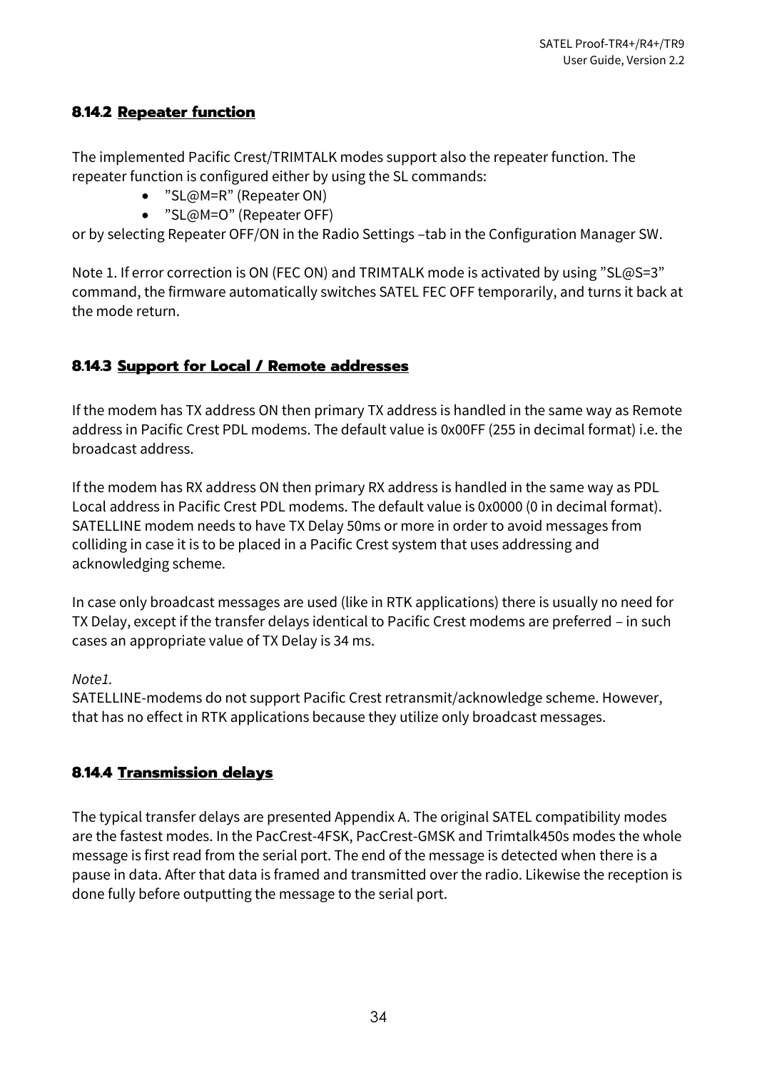### 8.14.2 Repeater function

The implemented Pacific Crest/TRIMTALK modes support also the repeater function. The repeater function is configured either by using the SL commands:

- ”SL@M=R” (Repeater ON)
- ”SL@M=O” (Repeater OFF)

or by selecting Repeater OFF/ON in the Radio Settings –tab in the Configuration Manager SW.

Note 1. If error correction is ON (FEC ON) and TRIMTALK mode is activated by using ”SL@S=3” command, the firmware automatically switches SATEL FEC OFF temporarily, and turns it back at the mode return.

### 8.14.3 Support for Local / Remote addresses

If the modem has TX address ON then primary TX address is handled in the same way as Remote address in Pacific Crest PDL modems. The default value is 0x00FF (255 in decimal format) i.e. the broadcast address.

If the modem has RX address ON then primary RX address is handled in the same way as PDL Local address in Pacific Crest PDL modems. The default value is 0x0000 (0 in decimal format). SATELLINE modem needs to have TX Delay 50ms or more in order to avoid messages from colliding in case it is to be placed in a Pacific Crest system that uses addressing and acknowledging scheme.

In case only broadcast messages are used (like in RTK applications) there is usually no need for TX Delay, except if the transfer delays identical to Pacific Crest modems are preferred – in such cases an appropriate value of TX Delay is 34 ms.

*Note1.*
SATELLINE-modems do not support Pacific Crest retransmit/acknowledge scheme. However, that has no effect in RTK applications because they utilize only broadcast messages.

### 8.14.4 Transmission delays

The typical transfer delays are presented Appendix A. The original SATEL compatibility modes are the fastest modes. In the PacCrest-4FSK, PacCrest-GMSK and Trimtalk450s modes the whole message is first read from the serial port. The end of the message is detected when there is a pause in data. After that data is framed and transmitted over the radio. Likewise the reception is done fully before outputting the message to the serial port.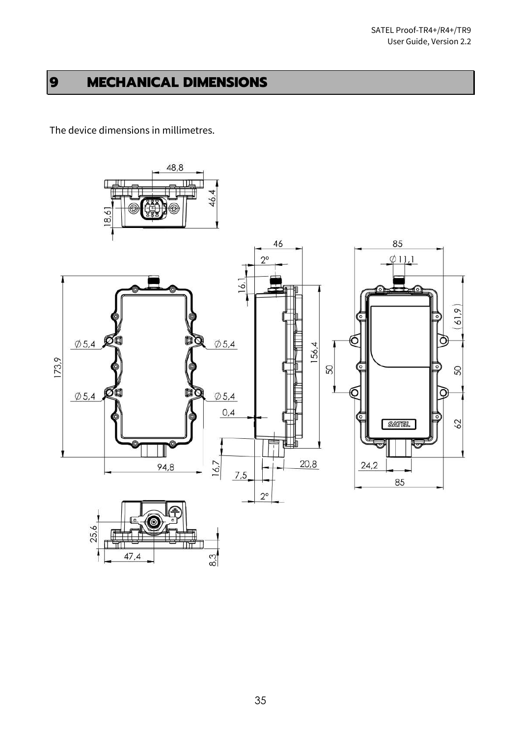# 9 MECHANICAL DIMENSIONS

The device dimensions in millimetres.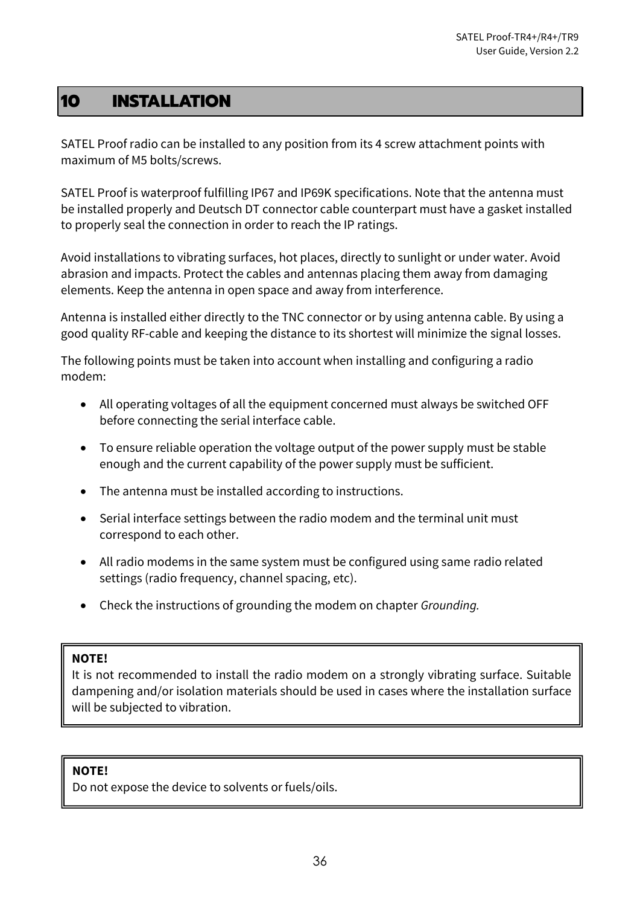# 10 INSTALLATION

SATEL Proof radio can be installed to any position from its 4 screw attachment points with maximum of M5 bolts/screws.

SATEL Proof is waterproof fulfilling IP67 and IP69K specifications. Note that the antenna must be installed properly and Deutsch DT connector cable counterpart must have a gasket installed to properly seal the connection in order to reach the IP ratings.

Avoid installations to vibrating surfaces, hot places, directly to sunlight or under water. Avoid abrasion and impacts. Protect the cables and antennas placing them away from damaging elements. Keep the antenna in open space and away from interference.

Antenna is installed either directly to the TNC connector or by using antenna cable. By using a good quality RF-cable and keeping the distance to its shortest will minimize the signal losses.

The following points must be taken into account when installing and configuring a radio modem:

- All operating voltages of all the equipment concerned must always be switched OFF before connecting the serial interface cable.
- To ensure reliable operation the voltage output of the power supply must be stable enough and the current capability of the power supply must be sufficient.
- The antenna must be installed according to instructions.
- Serial interface settings between the radio modem and the terminal unit must correspond to each other.
- All radio modems in the same system must be configured using same radio related settings (radio frequency, channel spacing, etc).
- Check the instructions of grounding the modem on chapter *Grounding.*

**NOTE!**
It is not recommended to install the radio modem on a strongly vibrating surface. Suitable dampening and/or isolation materials should be used in cases where the installation surface will be subjected to vibration.

**NOTE!**
Do not expose the device to solvents or fuels/oils.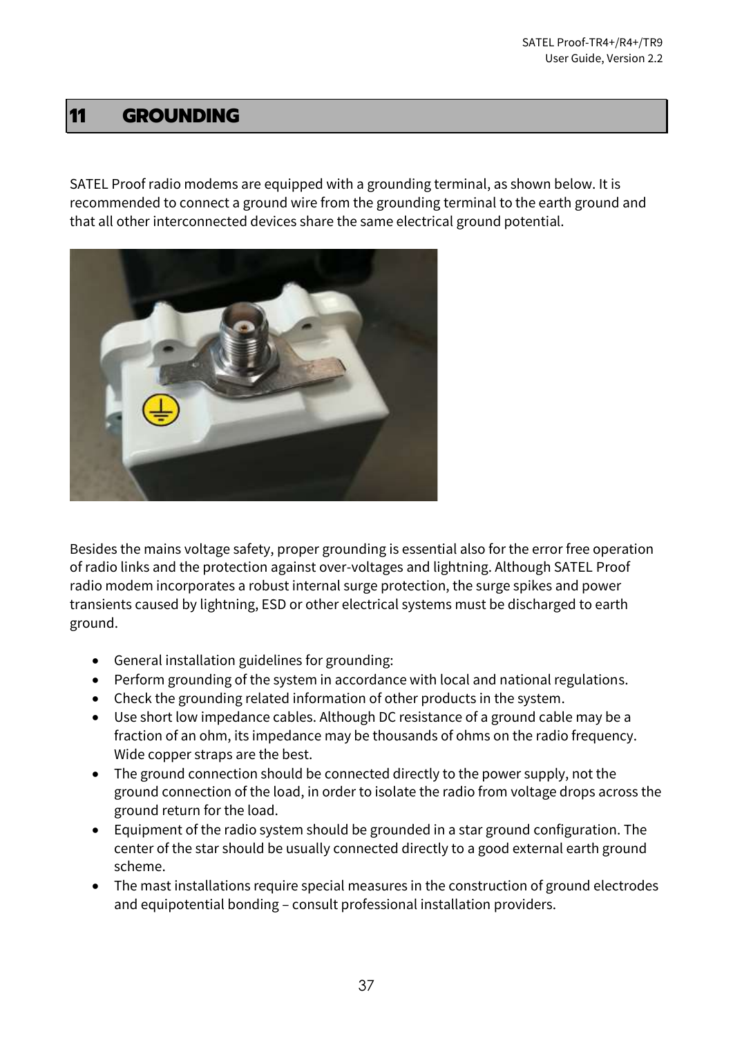# 11 GROUNDING

SATEL Proof radio modems are equipped with a grounding terminal, as shown below. It is recommended to connect a ground wire from the grounding terminal to the earth ground and that all other interconnected devices share the same electrical ground potential.

Besides the mains voltage safety, proper grounding is essential also for the error free operation of radio links and the protection against over-voltages and lightning. Although SATEL Proof radio modem incorporates a robust internal surge protection, the surge spikes and power transients caused by lightning, ESD or other electrical systems must be discharged to earth ground.

- General installation guidelines for grounding:
- Perform grounding of the system in accordance with local and national regulations.
- Check the grounding related information of other products in the system.
- Use short low impedance cables. Although DC resistance of a ground cable may be a fraction of an ohm, its impedance may be thousands of ohms on the radio frequency. Wide copper straps are the best.
- The ground connection should be connected directly to the power supply, not the ground connection of the load, in order to isolate the radio from voltage drops across the ground return for the load.
- Equipment of the radio system should be grounded in a star ground configuration. The center of the star should be usually connected directly to a good external earth ground scheme.
- The mast installations require special measures in the construction of ground electrodes and equipotential bonding – consult professional installation providers.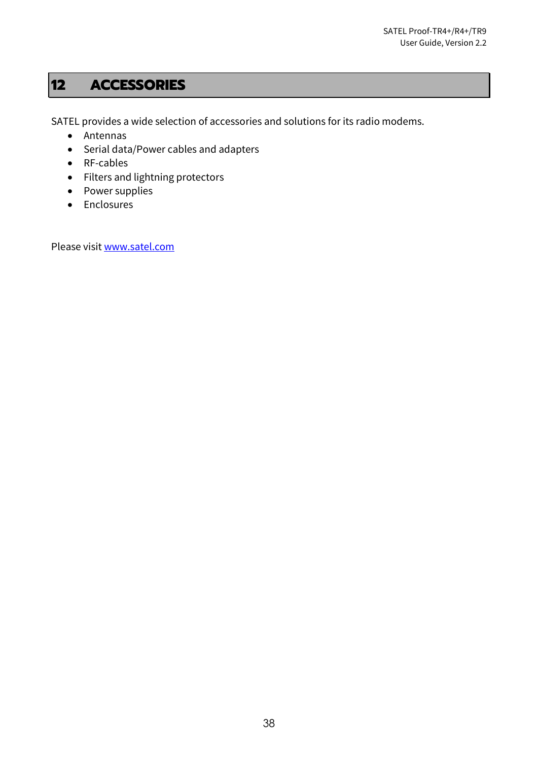# 12 ACCESSORIES

SATEL provides a wide selection of accessories and solutions for its radio modems.

- Antennas
- Serial data/Power cables and adapters
- RF-cables
- Filters and lightning protectors
- Power supplies
- Enclosures

Please visit [www.satel.com](http://www.satel.com)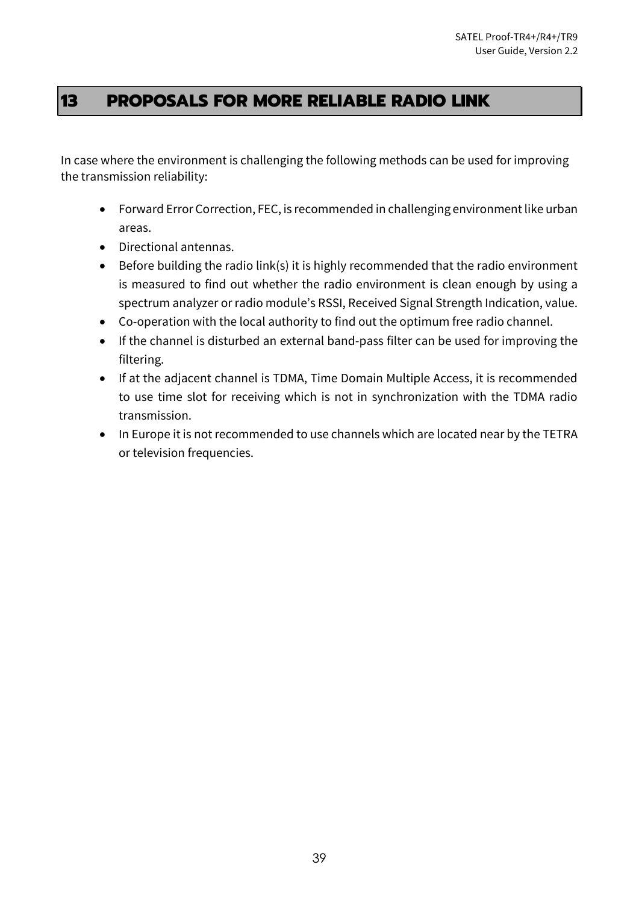# 13 PROPOSALS FOR MORE RELIABLE RADIO LINK

In case where the environment is challenging the following methods can be used for improving the transmission reliability:

- Forward Error Correction, FEC, is recommended in challenging environment like urban areas.
- Directional antennas.
- Before building the radio link(s) it is highly recommended that the radio environment is measured to find out whether the radio environment is clean enough by using a spectrum analyzer or radio module's RSSI, Received Signal Strength Indication, value.
- Co-operation with the local authority to find out the optimum free radio channel.
- If the channel is disturbed an external band-pass filter can be used for improving the filtering.
- If at the adjacent channel is TDMA, Time Domain Multiple Access, it is recommended to use time slot for receiving which is not in synchronization with the TDMA radio transmission.
- In Europe it is not recommended to use channels which are located near by the TETRA or television frequencies.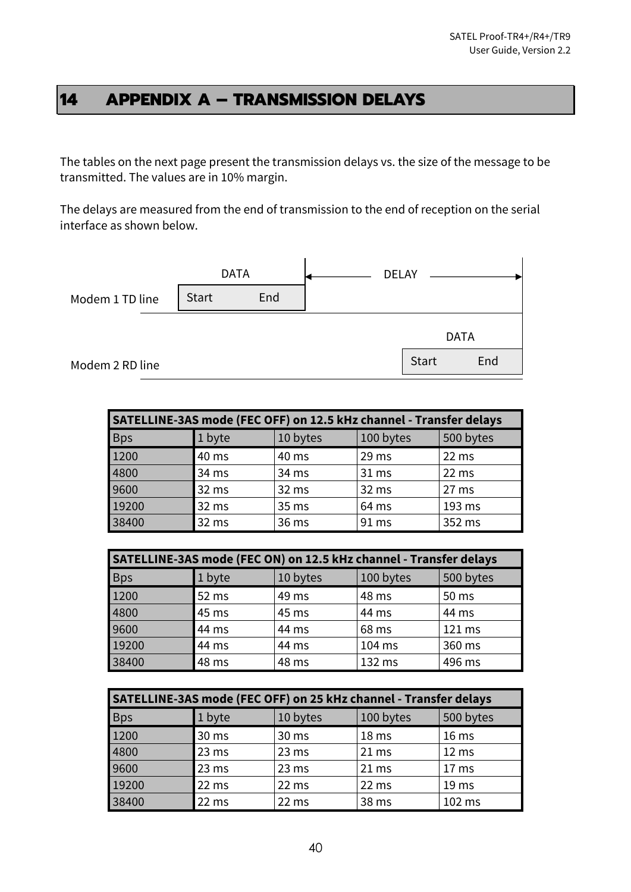# 14 APPENDIX A – TRANSMISSION DELAYS

The tables on the next page present the transmission delays vs. the size of the message to be transmitted. The values are in 10% margin.

The delays are measured from the end of transmission to the end of reception on the serial interface as shown below.

| | DATA | DELAY | DATA |
|---|---|---|---|
| Modem 1 TD line | Start End | | |
| Modem 2 RD line | | | Start End |

| SATELLINE-3AS mode (FEC OFF) on 12.5 kHz channel - Transfer delays | | | | |
|---|---|---|---|---|
| Bps | 1 byte | 10 bytes | 100 bytes | 500 bytes |
| 1200 | 40 ms | 40 ms | 29 ms | 22 ms |
| 4800 | 34 ms | 34 ms | 31 ms | 22 ms |
| 9600 | 32 ms | 32 ms | 32 ms | 27 ms |
| 19200 | 32 ms | 35 ms | 64 ms | 193 ms |
| 38400 | 32 ms | 36 ms | 91 ms | 352 ms |

| SATELLINE-3AS mode (FEC ON) on 12.5 kHz channel - Transfer delays | | | | |
|---|---|---|---|---|
| Bps | 1 byte | 10 bytes | 100 bytes | 500 bytes |
| 1200 | 52 ms | 49 ms | 48 ms | 50 ms |
| 4800 | 45 ms | 45 ms | 44 ms | 44 ms |
| 9600 | 44 ms | 44 ms | 68 ms | 121 ms |
| 19200 | 44 ms | 44 ms | 104 ms | 360 ms |
| 38400 | 48 ms | 48 ms | 132 ms | 496 ms |

| SATELLINE-3AS mode (FEC OFF) on 25 kHz channel - Transfer delays | | | | |
|---|---|---|---|---|
| Bps | 1 byte | 10 bytes | 100 bytes | 500 bytes |
| 1200 | 30 ms | 30 ms | 18 ms | 16 ms |
| 4800 | 23 ms | 23 ms | 21 ms | 12 ms |
| 9600 | 23 ms | 23 ms | 21 ms | 17 ms |
| 19200 | 22 ms | 22 ms | 22 ms | 19 ms |
| 38400 | 22 ms | 22 ms | 38 ms | 102 ms |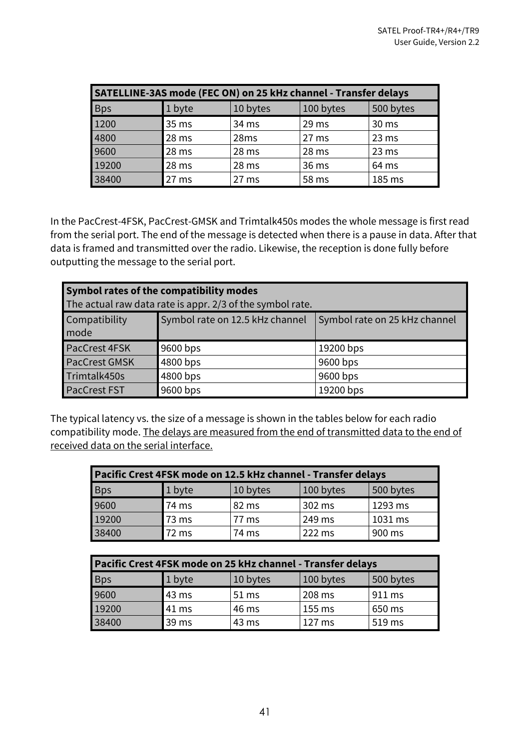| SATELLINE-3AS mode (FEC ON) on 25 kHz channel - Transfer delays | | | | |
|---|---|---|---|---|
| Bps | 1 byte | 10 bytes | 100 bytes | 500 bytes |
| 1200 | 35 ms | 34 ms | 29 ms | 30 ms |
| 4800 | 28 ms | 28ms | 27 ms | 23 ms |
| 9600 | 28 ms | 28 ms | 28 ms | 23 ms |
| 19200 | 28 ms | 28 ms | 36 ms | 64 ms |
| 38400 | 27 ms | 27 ms | 58 ms | 185 ms |

In the PacCrest-4FSK, PacCrest-GMSK and Trimtalk450s modes the whole message is first read from the serial port. The end of the message is detected when there is a pause in data. After that data is framed and transmitted over the radio. Likewise, the reception is done fully before outputting the message to the serial port.

| **Symbol rates of the compatibility modes** The actual raw data rate is appr. 2/3 of the symbol rate. | | |
|---|---|---|
| Compatibility mode | Symbol rate on 12.5 kHz channel | Symbol rate on 25 kHz channel |
| PacCrest 4FSK | 9600 bps | 19200 bps |
| PacCrest GMSK | 4800 bps | 9600 bps |
| Trimtalk450s | 4800 bps | 9600 bps |
| PacCrest FST | 9600 bps | 19200 bps |

The typical latency vs. the size of a message is shown in the tables below for each radio compatibility mode. The delays are measured from the end of transmitted data to the end of received data on the serial interface.

| Pacific Crest 4FSK mode on 12.5 kHz channel - Transfer delays | | | | |
|---|---|---|---|---|
| Bps | 1 byte | 10 bytes | 100 bytes | 500 bytes |
| 9600 | 74 ms | 82 ms | 302 ms | 1293 ms |
| 19200 | 73 ms | 77 ms | 249 ms | 1031 ms |
| 38400 | 72 ms | 74 ms | 222 ms | 900 ms |

| Pacific Crest 4FSK mode on 25 kHz channel - Transfer delays | | | | |
|---|---|---|---|---|
| Bps | 1 byte | 10 bytes | 100 bytes | 500 bytes |
| 9600 | 43 ms | 51 ms | 208 ms | 911 ms |
| 19200 | 41 ms | 46 ms | 155 ms | 650 ms |
| 38400 | 39 ms | 43 ms | 127 ms | 519 ms |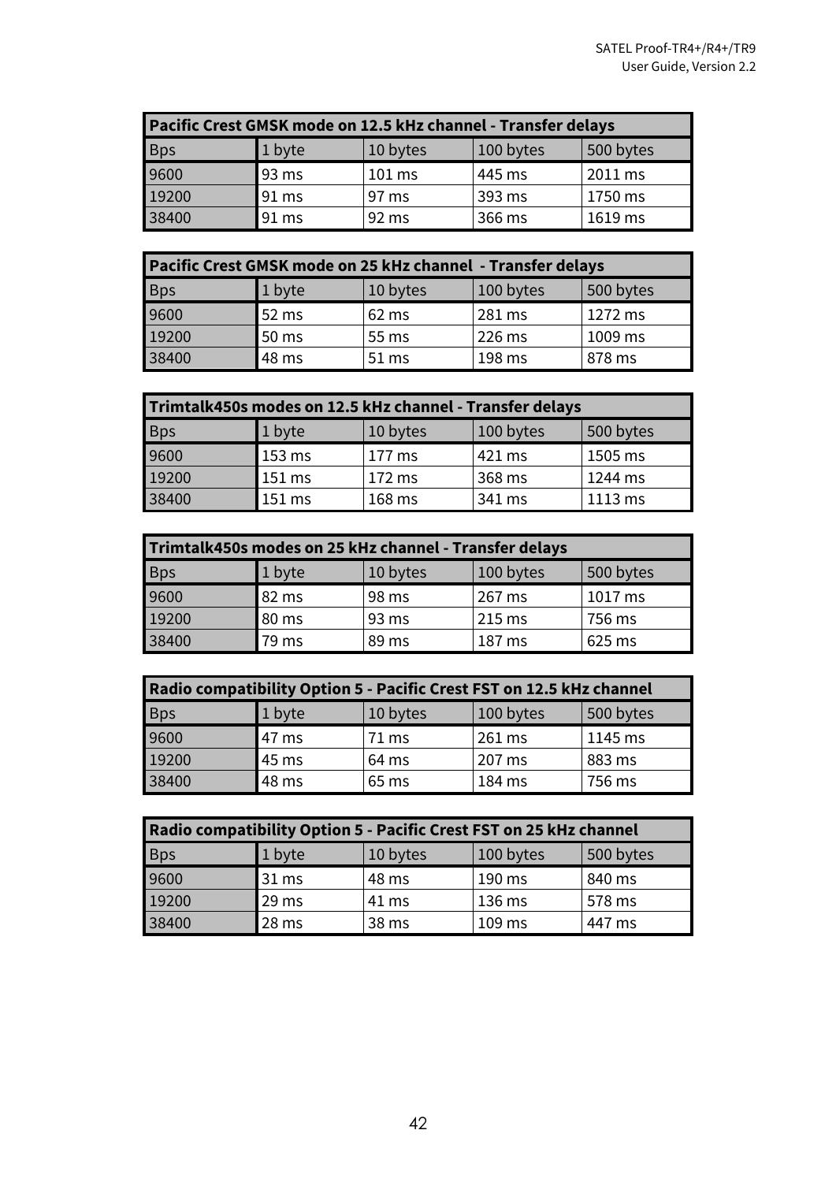| Pacific Crest GMSK mode on 12.5 kHz channel - Transfer delays | | | | |
|---|---|---|---|---|
| Bps | 1 byte | 10 bytes | 100 bytes | 500 bytes |
| 9600 | 93 ms | 101 ms | 445 ms | 2011 ms |
| 19200 | 91 ms | 97 ms | 393 ms | 1750 ms |
| 38400 | 91 ms | 92 ms | 366 ms | 1619 ms |

| Pacific Crest GMSK mode on 25 kHz channel - Transfer delays | | | | |
|---|---|---|---|---|
| Bps | 1 byte | 10 bytes | 100 bytes | 500 bytes |
| 9600 | 52 ms | 62 ms | 281 ms | 1272 ms |
| 19200 | 50 ms | 55 ms | 226 ms | 1009 ms |
| 38400 | 48 ms | 51 ms | 198 ms | 878 ms |

| Trimtalk450s modes on 12.5 kHz channel - Transfer delays | | | | |
|---|---|---|---|---|
| Bps | 1 byte | 10 bytes | 100 bytes | 500 bytes |
| 9600 | 153 ms | 177 ms | 421 ms | 1505 ms |
| 19200 | 151 ms | 172 ms | 368 ms | 1244 ms |
| 38400 | 151 ms | 168 ms | 341 ms | 1113 ms |

| Trimtalk450s modes on 25 kHz channel - Transfer delays | | | | |
|---|---|---|---|---|
| Bps | 1 byte | 10 bytes | 100 bytes | 500 bytes |
| 9600 | 82 ms | 98 ms | 267 ms | 1017 ms |
| 19200 | 80 ms | 93 ms | 215 ms | 756 ms |
| 38400 | 79 ms | 89 ms | 187 ms | 625 ms |

| Radio compatibility Option 5 - Pacific Crest FST on 12.5 kHz channel | | | | |
|---|---|---|---|---|
| Bps | 1 byte | 10 bytes | 100 bytes | 500 bytes |
| 9600 | 47 ms | 71 ms | 261 ms | 1145 ms |
| 19200 | 45 ms | 64 ms | 207 ms | 883 ms |
| 38400 | 48 ms | 65 ms | 184 ms | 756 ms |

| Radio compatibility Option 5 - Pacific Crest FST on 25 kHz channel | | | | |
|---|---|---|---|---|
| Bps | 1 byte | 10 bytes | 100 bytes | 500 bytes |
| 9600 | 31 ms | 48 ms | 190 ms | 840 ms |
| 19200 | 29 ms | 41 ms | 136 ms | 578 ms |
| 38400 | 28 ms | 38 ms | 109 ms | 447 ms |